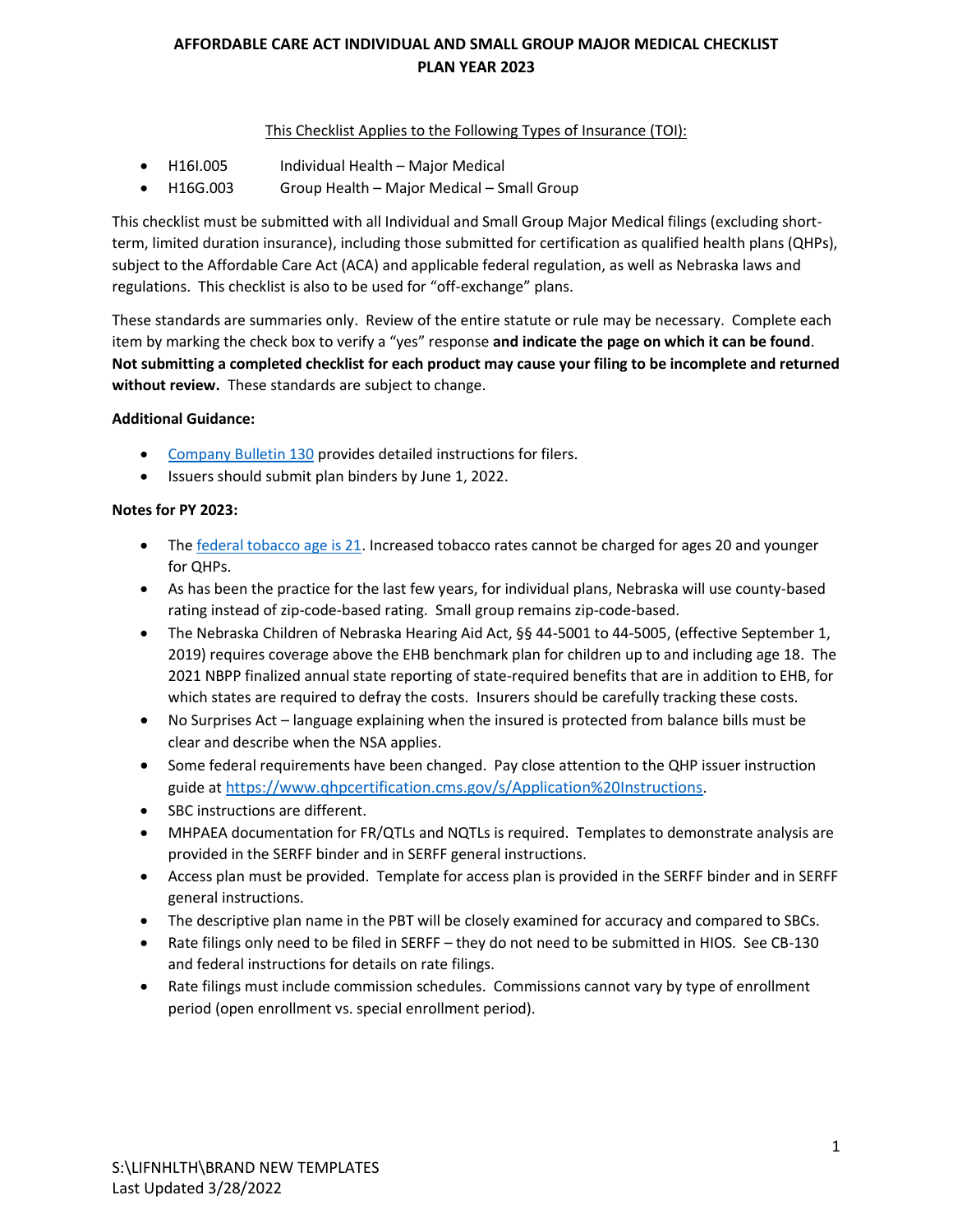# AFFORDABLE CARE ACT INDIVIDUAL AND SMALL GROUP MAJOR MEDICAL CHECKLIST
# PLAN YEAR 2023

This Checklist Applies to the Following Types of Insurance (TOI):

- H16I.005 Individual Health – Major Medical
- H16G.003 Group Health – Major Medical – Small Group

This checklist must be submitted with all Individual and Small Group Major Medical filings (excluding short-term, limited duration insurance), including those submitted for certification as qualified health plans (QHPs), subject to the Affordable Care Act (ACA) and applicable federal regulation, as well as Nebraska laws and regulations. This checklist is also to be used for "off-exchange" plans.

These standards are summaries only. Review of the entire statute or rule may be necessary. Complete each item by marking the check box to verify a "yes" response **and indicate the page on which it can be found**. **Not submitting a completed checklist for each product may cause your filing to be incomplete and returned without review.** These standards are subject to change.

**Additional Guidance:**

- Company Bulletin 130 provides detailed instructions for filers.
- Issuers should submit plan binders by June 1, 2022.

**Notes for PY 2023:**

- The federal tobacco age is 21. Increased tobacco rates cannot be charged for ages 20 and younger for QHPs.
- As has been the practice for the last few years, for individual plans, Nebraska will use county-based rating instead of zip-code-based rating. Small group remains zip-code-based.
- The Nebraska Children of Nebraska Hearing Aid Act, §§ 44-5001 to 44-5005, (effective September 1, 2019) requires coverage above the EHB benchmark plan for children up to and including age 18. The 2021 NBPP finalized annual state reporting of state-required benefits that are in addition to EHB, for which states are required to defray the costs. Insurers should be carefully tracking these costs.
- No Surprises Act – language explaining when the insured is protected from balance bills must be clear and describe when the NSA applies.
- Some federal requirements have been changed. Pay close attention to the QHP issuer instruction guide at https://www.qhpcertification.cms.gov/s/Application%20Instructions.
- SBC instructions are different.
- MHPAEA documentation for FR/QTLs and NQTLs is required. Templates to demonstrate analysis are provided in the SERFF binder and in SERFF general instructions.
- Access plan must be provided. Template for access plan is provided in the SERFF binder and in SERFF general instructions.
- The descriptive plan name in the PBT will be closely examined for accuracy and compared to SBCs.
- Rate filings only need to be filed in SERFF – they do not need to be submitted in HIOS. See CB-130 and federal instructions for details on rate filings.
- Rate filings must include commission schedules. Commissions cannot vary by type of enrollment period (open enrollment vs. special enrollment period).

S:\LIFNHLTH\BRAND NEW TEMPLATES
Last Updated 3/28/2022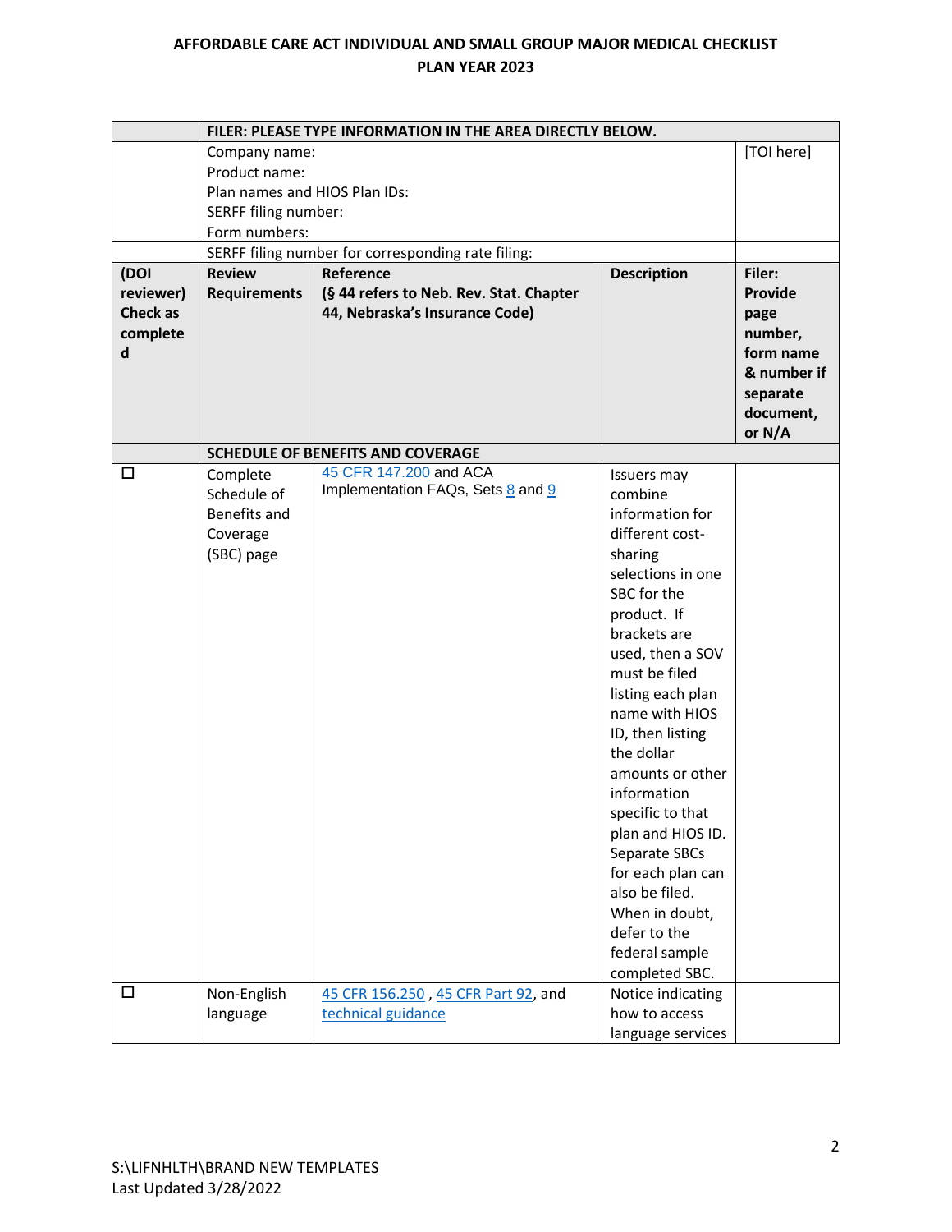**AFFORDABLE CARE ACT INDIVIDUAL AND SMALL GROUP MAJOR MEDICAL CHECKLIST**
**PLAN YEAR 2023**

| | **FILER: PLEASE TYPE INFORMATION IN THE AREA DIRECTLY BELOW.** | | | |
|---|---|---|---|---|
| | Company name:<br>Product name:<br>Plan names and HIOS Plan IDs:<br>SERFF filing number:<br>Form numbers: | | | [TOI here] |
| | SERFF filing number for corresponding rate filing: | | | |
| **(DOI reviewer) Check as completed** | **Review Requirements** | **Reference (§ 44 refers to Neb. Rev. Stat. Chapter 44, Nebraska's Insurance Code)** | **Description** | **Filer: Provide page number, form name & number if separate document, or N/A** |
| | **SCHEDULE OF BENEFITS AND COVERAGE** | | | |
| ☐ | Complete Schedule of Benefits and Coverage (SBC) page | 45 CFR 147.200 and ACA Implementation FAQs, Sets 8 and 9 | Issuers may combine information for different cost-sharing selections in one SBC for the product. If brackets are used, then a SOV must be filed listing each plan name with HIOS ID, then listing the dollar amounts or other information specific to that plan and HIOS ID. Separate SBCs for each plan can also be filed. When in doubt, defer to the federal sample completed SBC. | |
| ☐ | Non-English language | 45 CFR 156.250 , 45 CFR Part 92, and technical guidance | Notice indicating how to access language services | |

S:\LIFNHLTH\BRAND NEW TEMPLATES
Last Updated 3/28/2022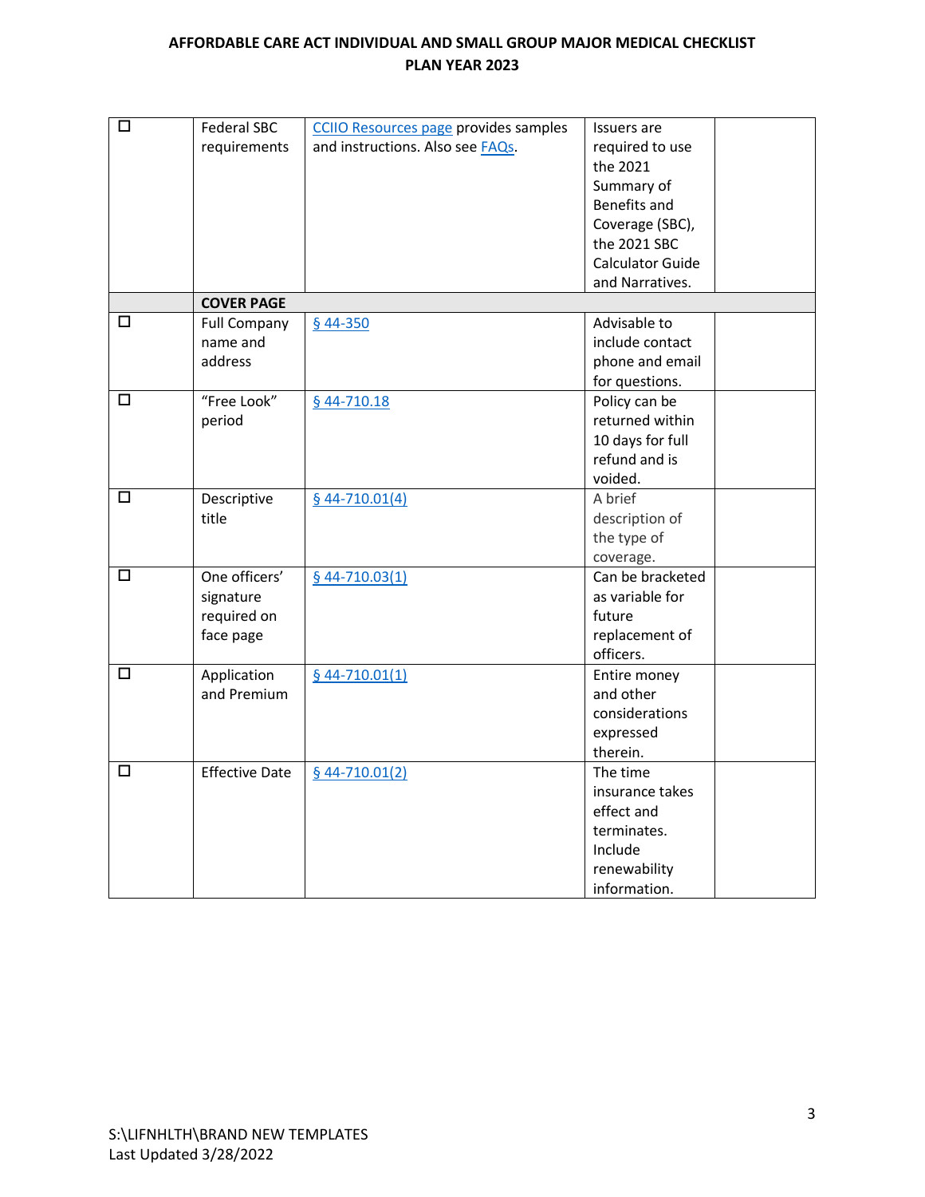| ☐ | Federal SBC requirements | CCIIO Resources page provides samples and instructions. Also see FAQs. | Issuers are required to use the 2021 Summary of Benefits and Coverage (SBC), the 2021 SBC Calculator Guide and Narratives. | |
|---|---|---|---|---|
| | **COVER PAGE** | | | |
| ☐ | Full Company name and address | § 44-350 | Advisable to include contact phone and email for questions. | |
| ☐ | "Free Look" period | § 44-710.18 | Policy can be returned within 10 days for full refund and is voided. | |
| ☐ | Descriptive title | § 44-710.01(4) | A brief description of the type of coverage. | |
| ☐ | One officers' signature required on face page | § 44-710.03(1) | Can be bracketed as variable for future replacement of officers. | |
| ☐ | Application and Premium | § 44-710.01(1) | Entire money and other considerations expressed therein. | |
| ☐ | Effective Date | § 44-710.01(2) | The time insurance takes effect and terminates. Include renewability information. | |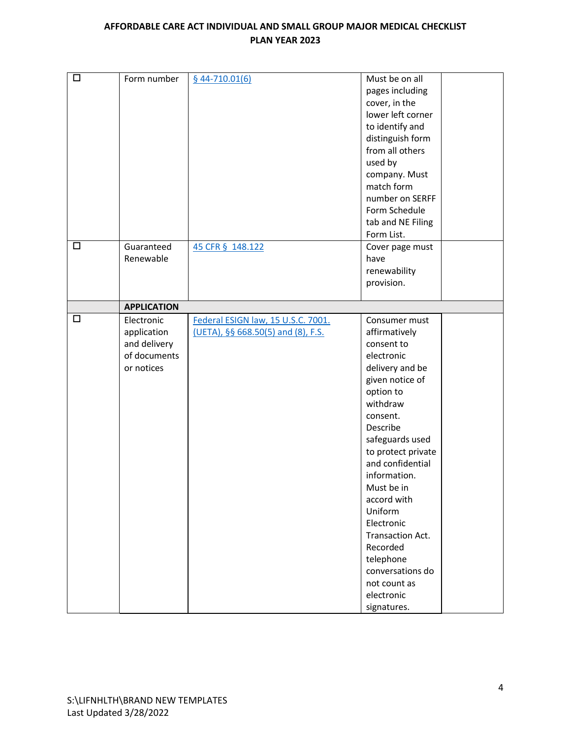# AFFORDABLE CARE ACT INDIVIDUAL AND SMALL GROUP MAJOR MEDICAL CHECKLIST
## PLAN YEAR 2023

| | | | | |
|---|---|---|---|---|
| ☐ | Form number | § 44-710.01(6) | Must be on all pages including cover, in the lower left corner to identify and distinguish form from all others used by company. Must match form number on SERFF Form Schedule tab and NE Filing Form List. | |
| ☐ | Guaranteed Renewable | 45 CFR § 148.122 | Cover page must have renewability provision. | |
| | **APPLICATION** | | | |
| ☐ | Electronic application and delivery of documents or notices | Federal ESIGN law, 15 U.S.C. 7001. (UETA), §§ 668.50(5) and (8), F.S. | Consumer must affirmatively consent to electronic delivery and be given notice of option to withdraw consent. Describe safeguards used to protect private and confidential information. Must be in accord with Uniform Electronic Transaction Act. Recorded telephone conversations do not count as electronic signatures. | |

S:\LIFNHLTH\BRAND NEW TEMPLATES
Last Updated 3/28/2022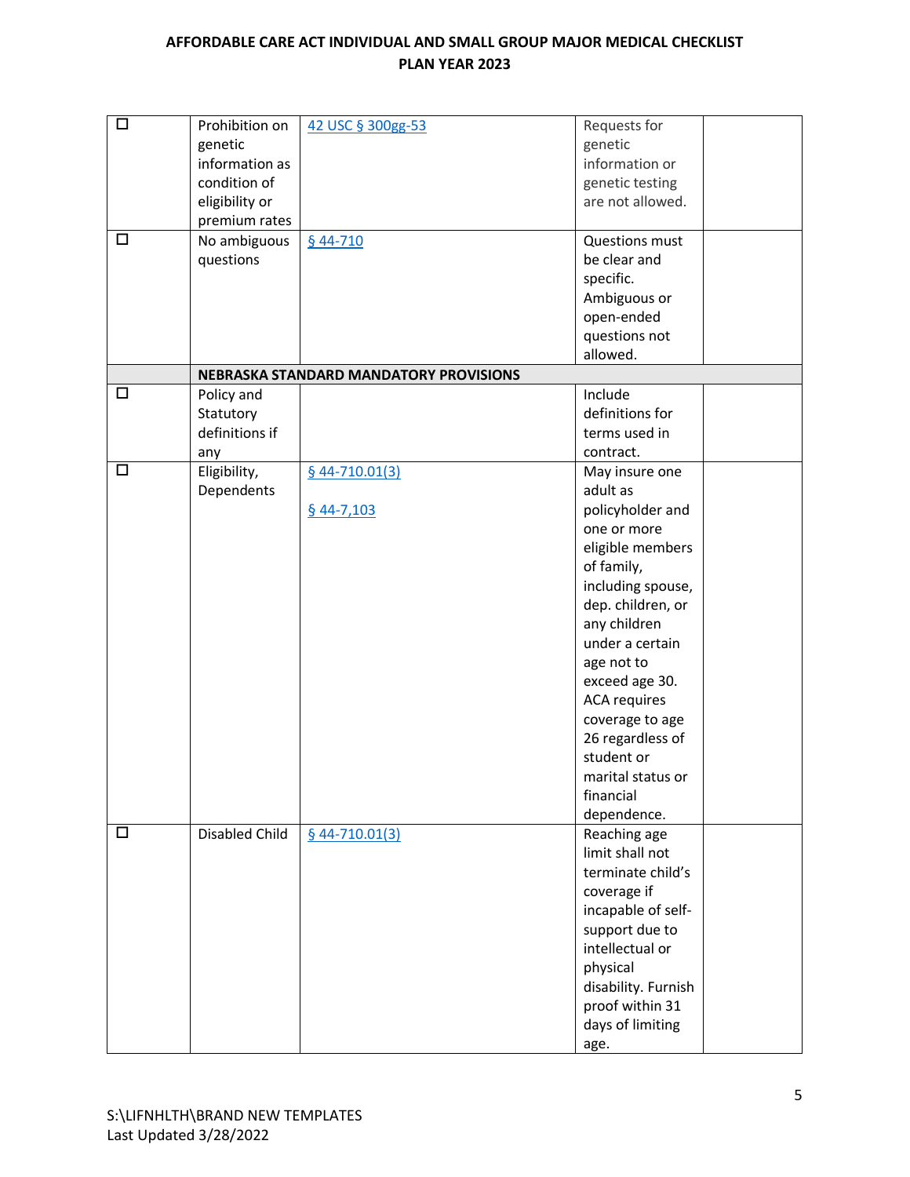| ☐ | Prohibition on genetic information as condition of eligibility or premium rates | 42 USC § 300gg-53 | Requests for genetic information or genetic testing are not allowed. | |
|---|---|---|---|---|
| ☐ | No ambiguous questions | § 44-710 | Questions must be clear and specific. Ambiguous or open-ended questions not allowed. | |
| | **NEBRASKA STANDARD MANDATORY PROVISIONS** | | | |
| ☐ | Policy and Statutory definitions if any | | Include definitions for terms used in contract. | |
| ☐ | Eligibility, Dependents | § 44-710.01(3)<br><br>§ 44-7,103 | May insure one adult as policyholder and one or more eligible members of family, including spouse, dep. children, or any children under a certain age not to exceed age 30. ACA requires coverage to age 26 regardless of student or marital status or financial dependence. | |
| ☐ | Disabled Child | § 44-710.01(3) | Reaching age limit shall not terminate child's coverage if incapable of self-support due to intellectual or physical disability. Furnish proof within 31 days of limiting age. | |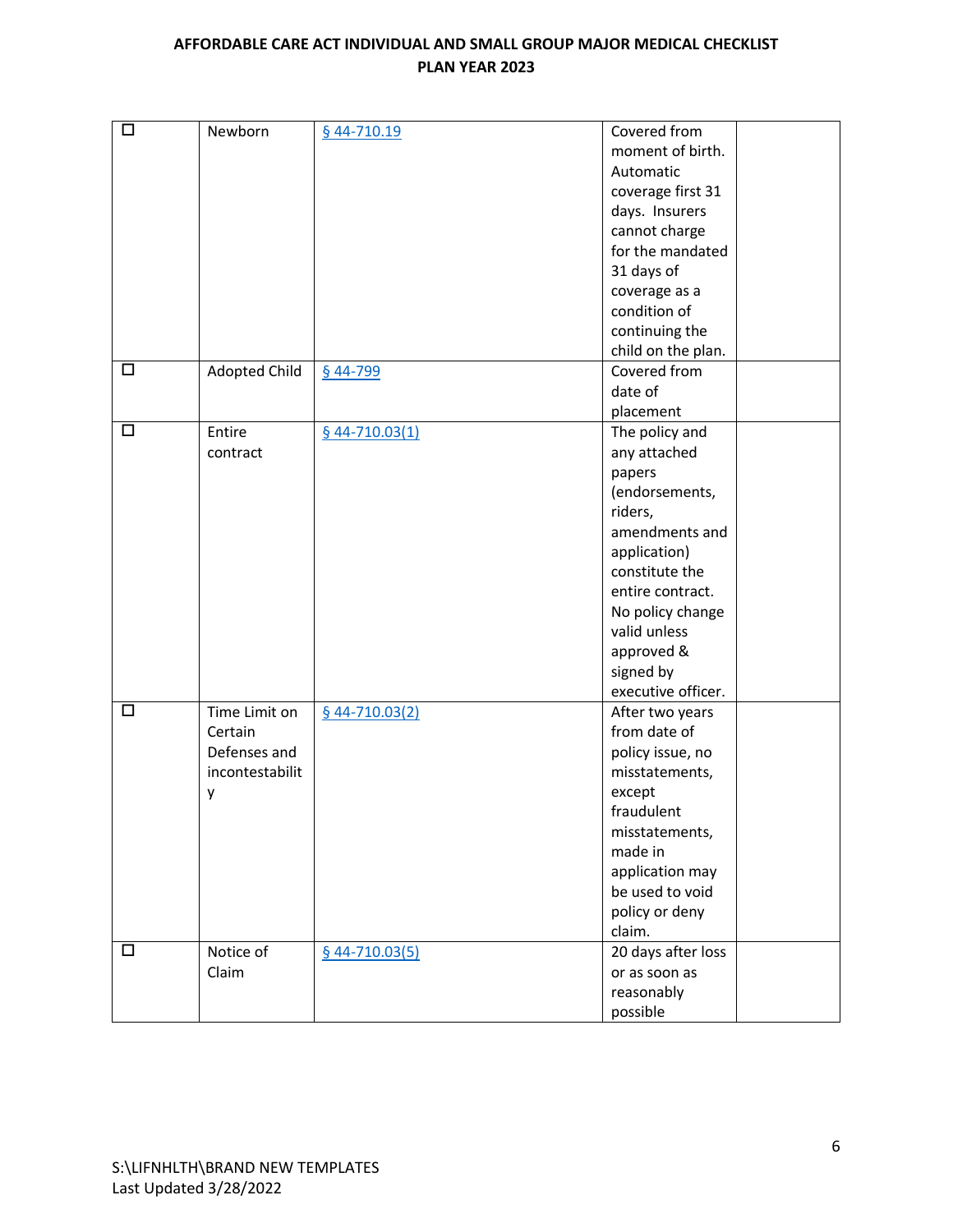| ☐ | Newborn | § 44-710.19 | Covered from moment of birth. Automatic coverage first 31 days. Insurers cannot charge for the mandated 31 days of coverage as a condition of continuing the child on the plan. | |
|---|---|---|---|---|
| ☐ | Adopted Child | § 44-799 | Covered from date of placement | |
| ☐ | Entire contract | § 44-710.03(1) | The policy and any attached papers (endorsements, riders, amendments and application) constitute the entire contract. No policy change valid unless approved & signed by executive officer. | |
| ☐ | Time Limit on Certain Defenses and incontestability | § 44-710.03(2) | After two years from date of policy issue, no misstatements, except fraudulent misstatements, made in application may be used to void policy or deny claim. | |
| ☐ | Notice of Claim | § 44-710.03(5) | 20 days after loss or as soon as reasonably possible | |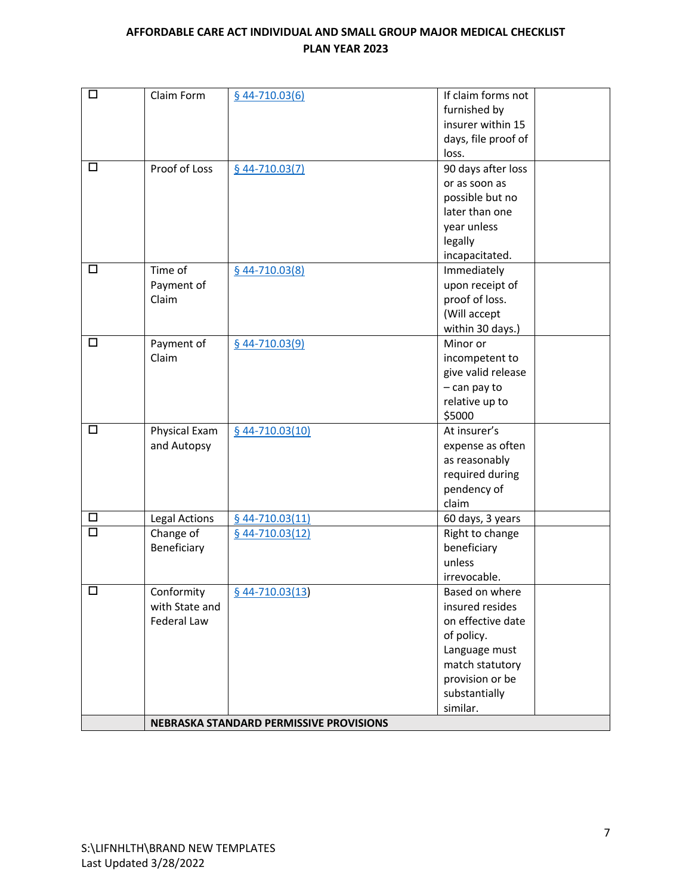| | | | | |
|---|---|---|---|---|
| ☐ | Claim Form | § 44-710.03(6) | If claim forms not furnished by insurer within 15 days, file proof of loss. | |
| ☐ | Proof of Loss | § 44-710.03(7) | 90 days after loss or as soon as possible but no later than one year unless legally incapacitated. | |
| ☐ | Time of Payment of Claim | § 44-710.03(8) | Immediately upon receipt of proof of loss. (Will accept within 30 days.) | |
| ☐ | Payment of Claim | § 44-710.03(9) | Minor or incompetent to give valid release – can pay to relative up to $5000 | |
| ☐ | Physical Exam and Autopsy | § 44-710.03(10) | At insurer's expense as often as reasonably required during pendency of claim | |
| ☐ | Legal Actions | § 44-710.03(11) | 60 days, 3 years | |
| ☐ | Change of Beneficiary | § 44-710.03(12) | Right to change beneficiary unless irrevocable. | |
| ☐ | Conformity with State and Federal Law | § 44-710.03(13) | Based on where insured resides on effective date of policy. Language must match statutory provision or be substantially similar. | |
| | **NEBRASKA STANDARD PERMISSIVE PROVISIONS** | | | |

S:\LIFNHLTH\BRAND NEW TEMPLATES
Last Updated 3/28/2022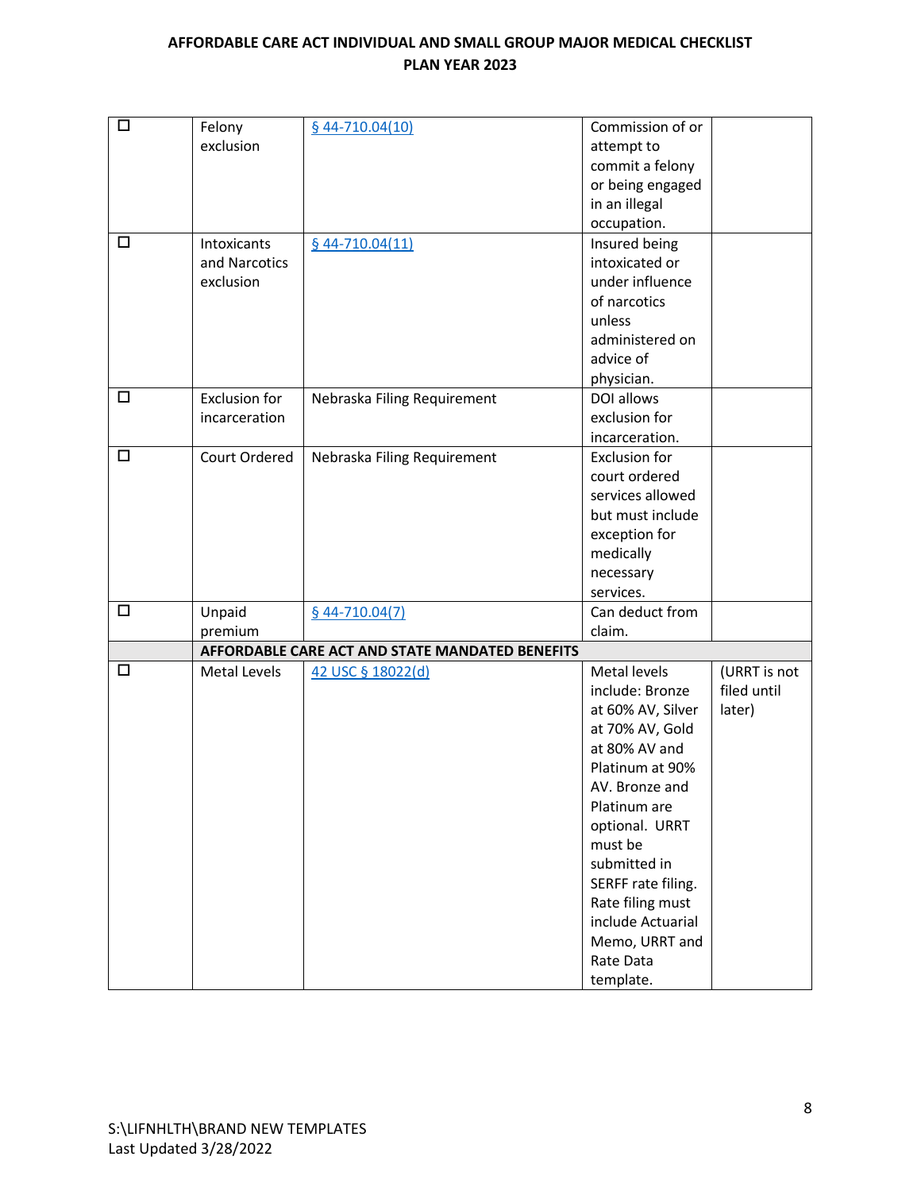## AFFORDABLE CARE ACT INDIVIDUAL AND SMALL GROUP MAJOR MEDICAL CHECKLIST
## PLAN YEAR 2023

| | | | | |
|---|---|---|---|---|
| ☐ | Felony exclusion | § 44-710.04(10) | Commission of or attempt to commit a felony or being engaged in an illegal occupation. | |
| ☐ | Intoxicants and Narcotics exclusion | § 44-710.04(11) | Insured being intoxicated or under influence of narcotics unless administered on advice of physician. | |
| ☐ | Exclusion for incarceration | Nebraska Filing Requirement | DOI allows exclusion for incarceration. | |
| ☐ | Court Ordered | Nebraska Filing Requirement | Exclusion for court ordered services allowed but must include exception for medically necessary services. | |
| ☐ | Unpaid premium | § 44-710.04(7) | Can deduct from claim. | |
| | **AFFORDABLE CARE ACT AND STATE MANDATED BENEFITS** | | | |
| ☐ | Metal Levels | 42 USC § 18022(d) | Metal levels include: Bronze at 60% AV, Silver at 70% AV, Gold at 80% AV and Platinum at 90% AV. Bronze and Platinum are optional. URRT must be submitted in SERFF rate filing. Rate filing must include Actuarial Memo, URRT and Rate Data template. | (URRT is not filed until later) |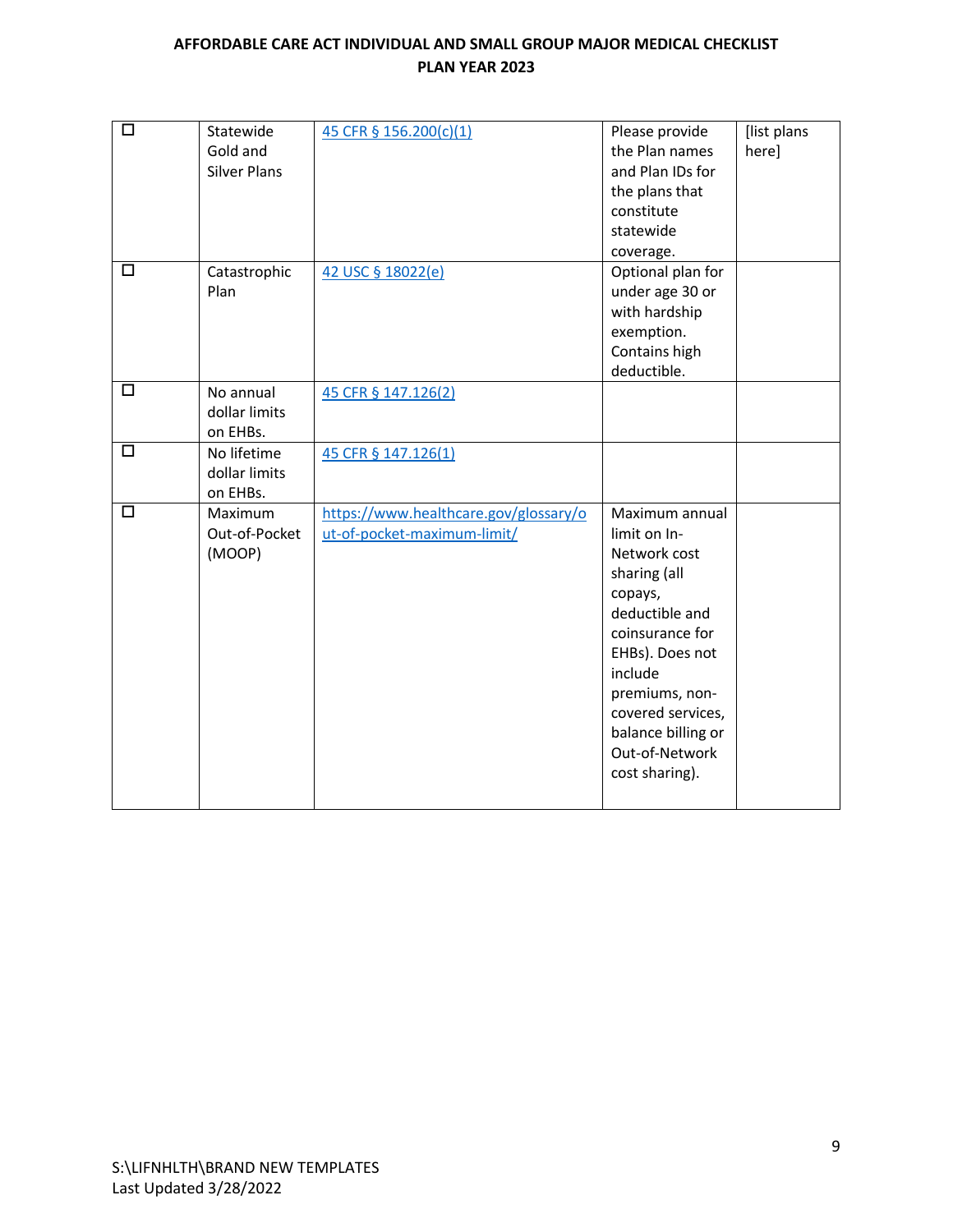| | | | | |
|---|---|---|---|---|
| ☐ | Statewide Gold and Silver Plans | 45 CFR § 156.200(c)(1) | Please provide the Plan names and Plan IDs for the plans that constitute statewide coverage. | [list plans here] |
| ☐ | Catastrophic Plan | 42 USC § 18022(e) | Optional plan for under age 30 or with hardship exemption. Contains high deductible. | |
| ☐ | No annual dollar limits on EHBs. | 45 CFR § 147.126(2) | | |
| ☐ | No lifetime dollar limits on EHBs. | 45 CFR § 147.126(1) | | |
| ☐ | Maximum Out-of-Pocket (MOOP) | https://www.healthcare.gov/glossary/out-of-pocket-maximum-limit/ | Maximum annual limit on In-Network cost sharing (all copays, deductible and coinsurance for EHBs). Does not include premiums, non-covered services, balance billing or Out-of-Network cost sharing). | |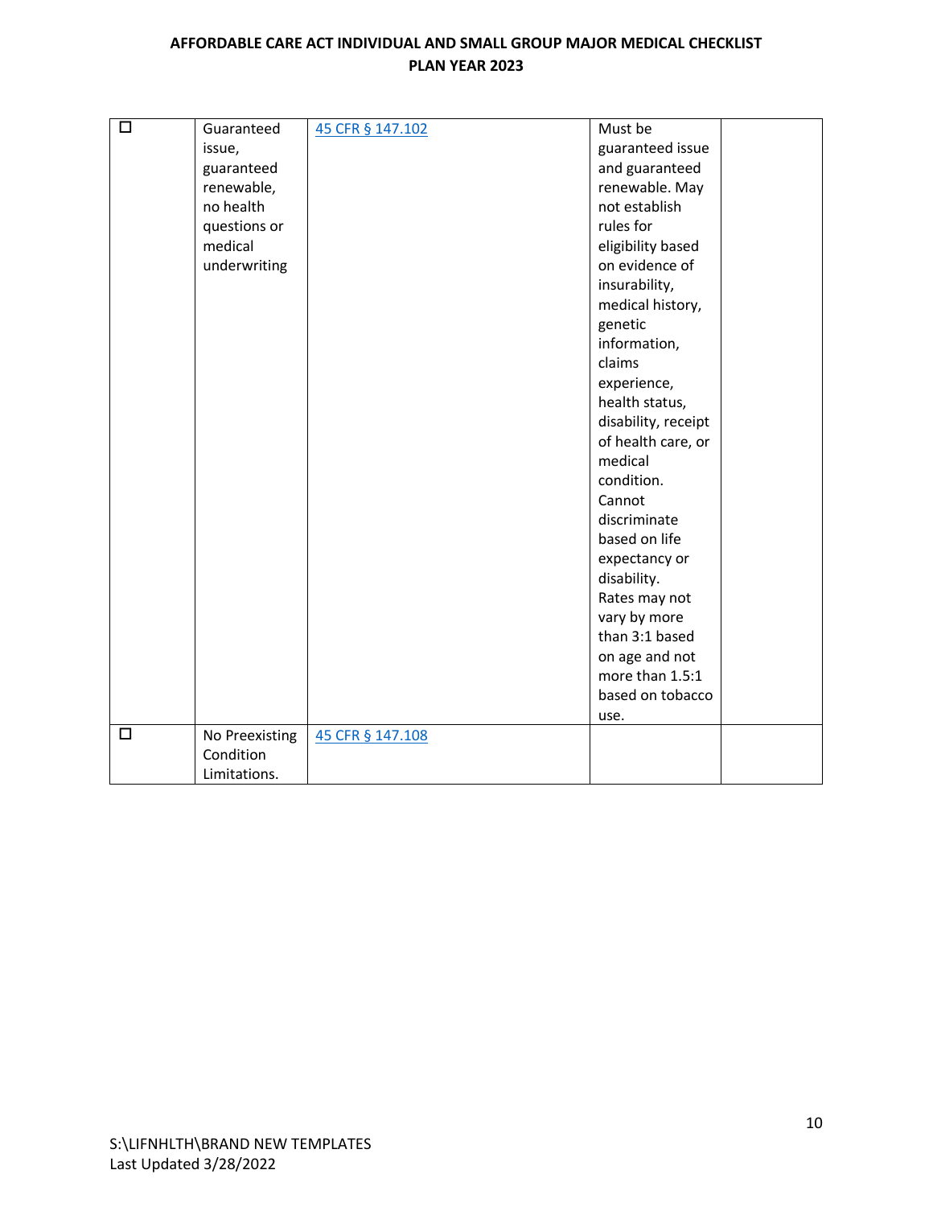| | | | | |
|---|---|---|---|---|
| ☐ | Guaranteed issue, guaranteed renewable, no health questions or medical underwriting | [45 CFR § 147.102]() | Must be guaranteed issue and guaranteed renewable. May not establish rules for eligibility based on evidence of insurability, medical history, genetic information, claims experience, health status, disability, receipt of health care, or medical condition. Cannot discriminate based on life expectancy or disability. Rates may not vary by more than 3:1 based on age and not more than 1.5:1 based on tobacco use. | |
| ☐ | No Preexisting Condition Limitations. | [45 CFR § 147.108]() | | |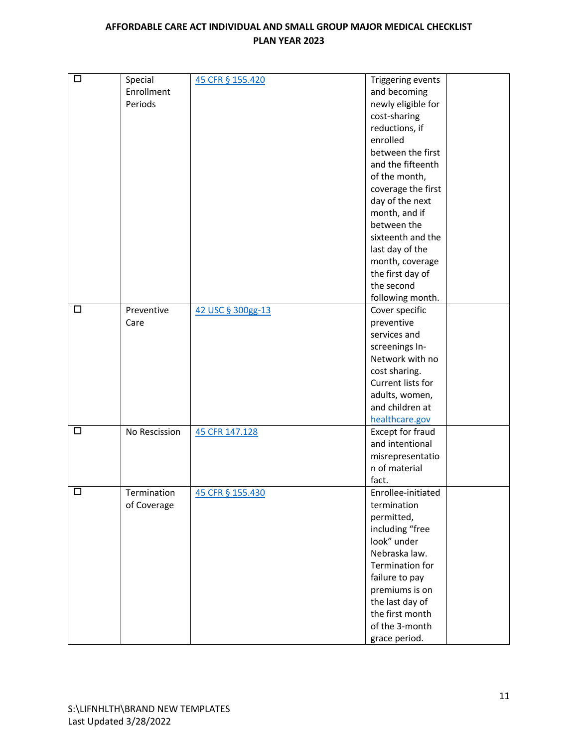| ☐ | Special Enrollment Periods | [45 CFR § 155.420](#) | Triggering events and becoming newly eligible for cost-sharing reductions, if enrolled between the first and the fifteenth of the month, coverage the first day of the next month, and if between the sixteenth and the last day of the month, coverage the first day of the second following month. | |
|---|---|---|---|---|
| ☐ | Preventive Care | [42 USC § 300gg-13](#) | Cover specific preventive services and screenings In-Network with no cost sharing. Current lists for adults, women, and children at [healthcare.gov](#) | |
| ☐ | No Rescission | [45 CFR 147.128](#) | Except for fraud and intentional misrepresentation of material fact. | |
| ☐ | Termination of Coverage | [45 CFR § 155.430](#) | Enrollee-initiated termination permitted, including "free look" under Nebraska law. Termination for failure to pay premiums is on the last day of the first month of the 3-month grace period. | |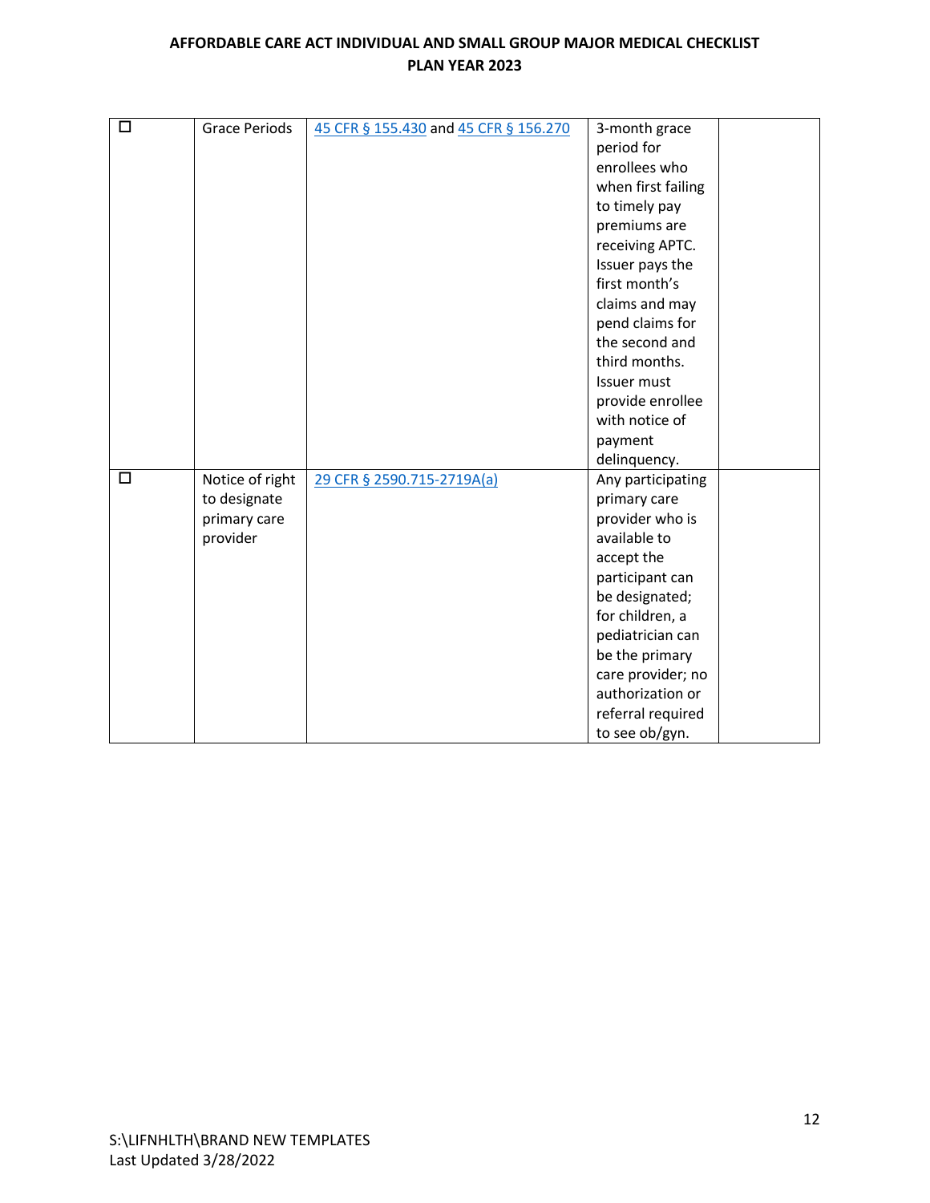| ☐ | Grace Periods | 45 CFR § 155.430 and 45 CFR § 156.270 | 3-month grace period for enrollees who when first failing to timely pay premiums are receiving APTC. Issuer pays the first month's claims and may pend claims for the second and third months. Issuer must provide enrollee with notice of payment delinquency. | |
|---|---|---|---|---|
| ☐ | Notice of right to designate primary care provider | 29 CFR § 2590.715-2719A(a) | Any participating primary care provider who is available to accept the participant can be designated; for children, a pediatrician can be the primary care provider; no authorization or referral required to see ob/gyn. | |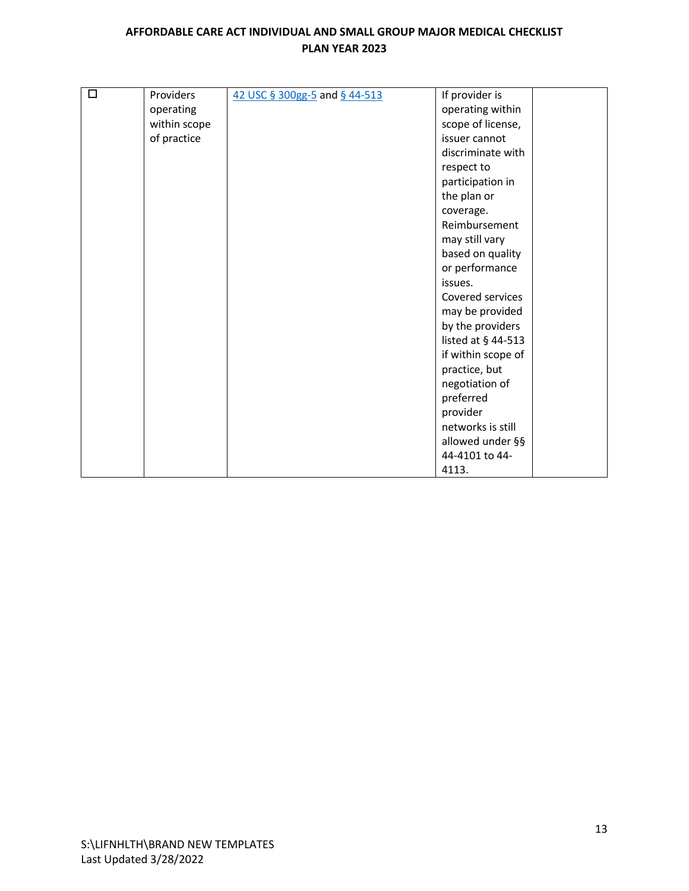| ☐ | Providers operating within scope of practice | 42 USC § 300gg-5 and § 44-513 | If provider is operating within scope of license, issuer cannot discriminate with respect to participation in the plan or coverage. Reimbursement may still vary based on quality or performance issues. Covered services may be provided by the providers listed at § 44-513 if within scope of practice, but negotiation of preferred provider networks is still allowed under §§ 44-4101 to 44-4113. | |
|---|---|---|---|---|

S:\LIFNHLTH\BRAND NEW TEMPLATES
Last Updated 3/28/2022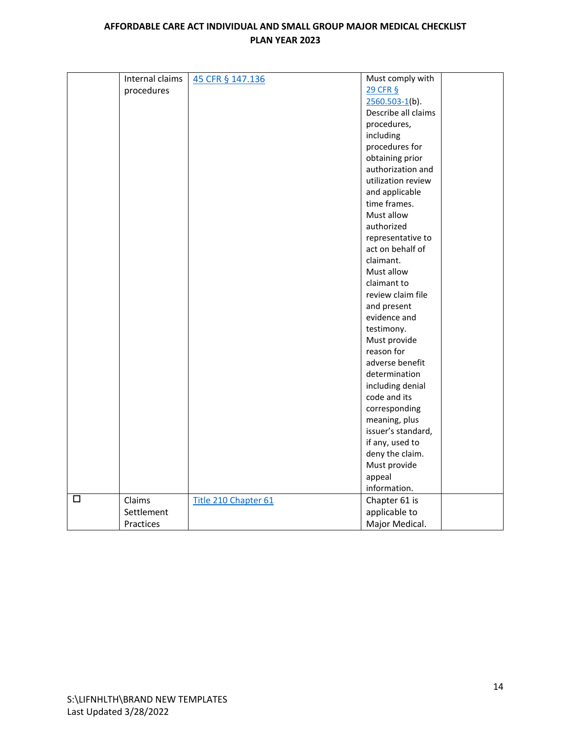| | | | | |
|---|---|---|---|---|
| | Internal claims procedures | 45 CFR § 147.136 | Must comply with 29 CFR § 2560.503-1(b). Describe all claims procedures, including procedures for obtaining prior authorization and utilization review and applicable time frames. Must allow authorized representative to act on behalf of claimant. Must allow claimant to review claim file and present evidence and testimony. Must provide reason for adverse benefit determination including denial code and its corresponding meaning, plus issuer's standard, if any, used to deny the claim. Must provide appeal information. | |
| ☐ | Claims Settlement Practices | Title 210 Chapter 61 | Chapter 61 is applicable to Major Medical. | |

S:\LIFNHLTH\BRAND NEW TEMPLATES
Last Updated 3/28/2022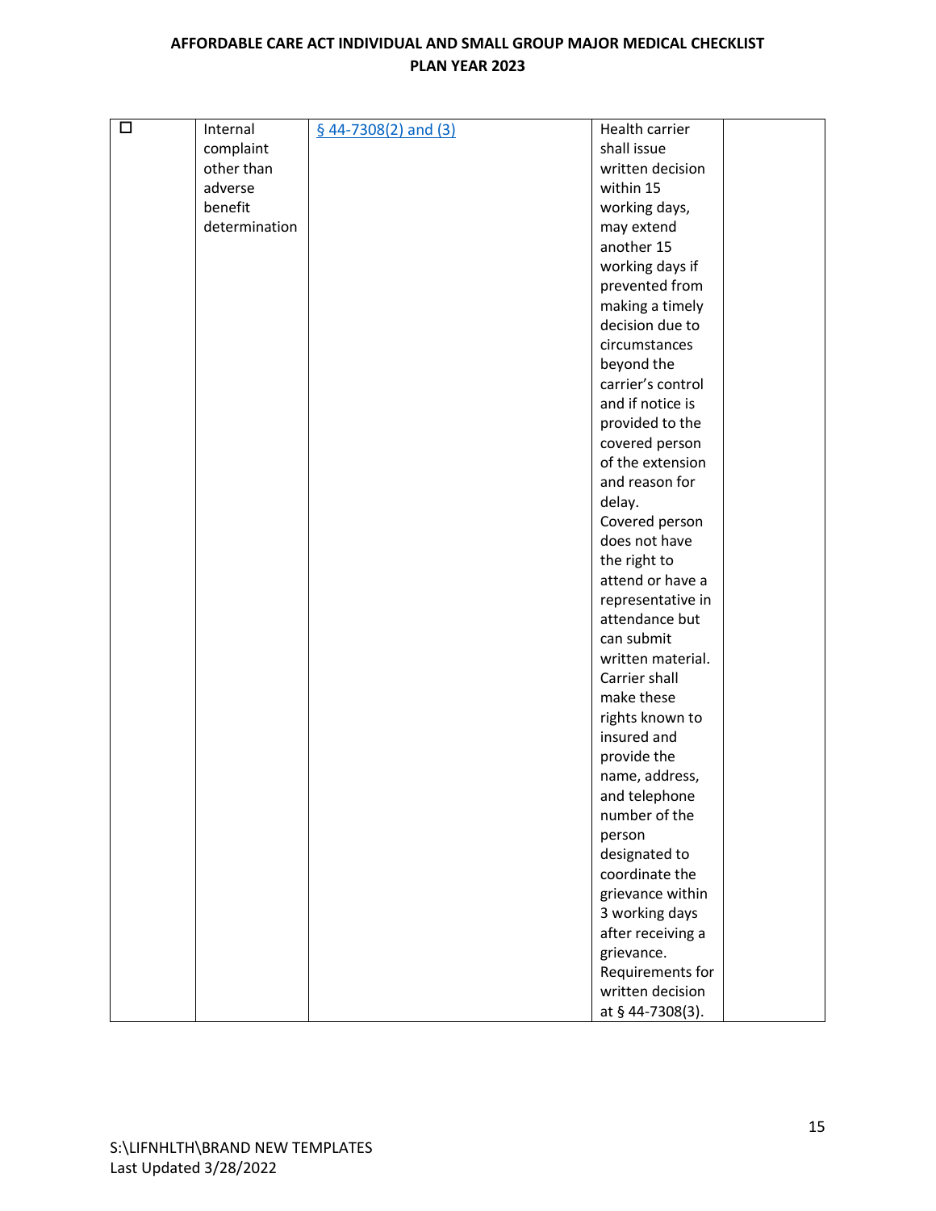| ☐ | Internal complaint other than adverse benefit determination | § 44-7308(2) and (3) | Health carrier shall issue written decision within 15 working days, may extend another 15 working days if prevented from making a timely decision due to circumstances beyond the carrier's control and if notice is provided to the covered person of the extension and reason for delay. Covered person does not have the right to attend or have a representative in attendance but can submit written material. Carrier shall make these rights known to insured and provide the name, address, and telephone number of the person designated to coordinate the grievance within 3 working days after receiving a grievance. Requirements for written decision at § 44-7308(3). | |
|---|---|---|---|---|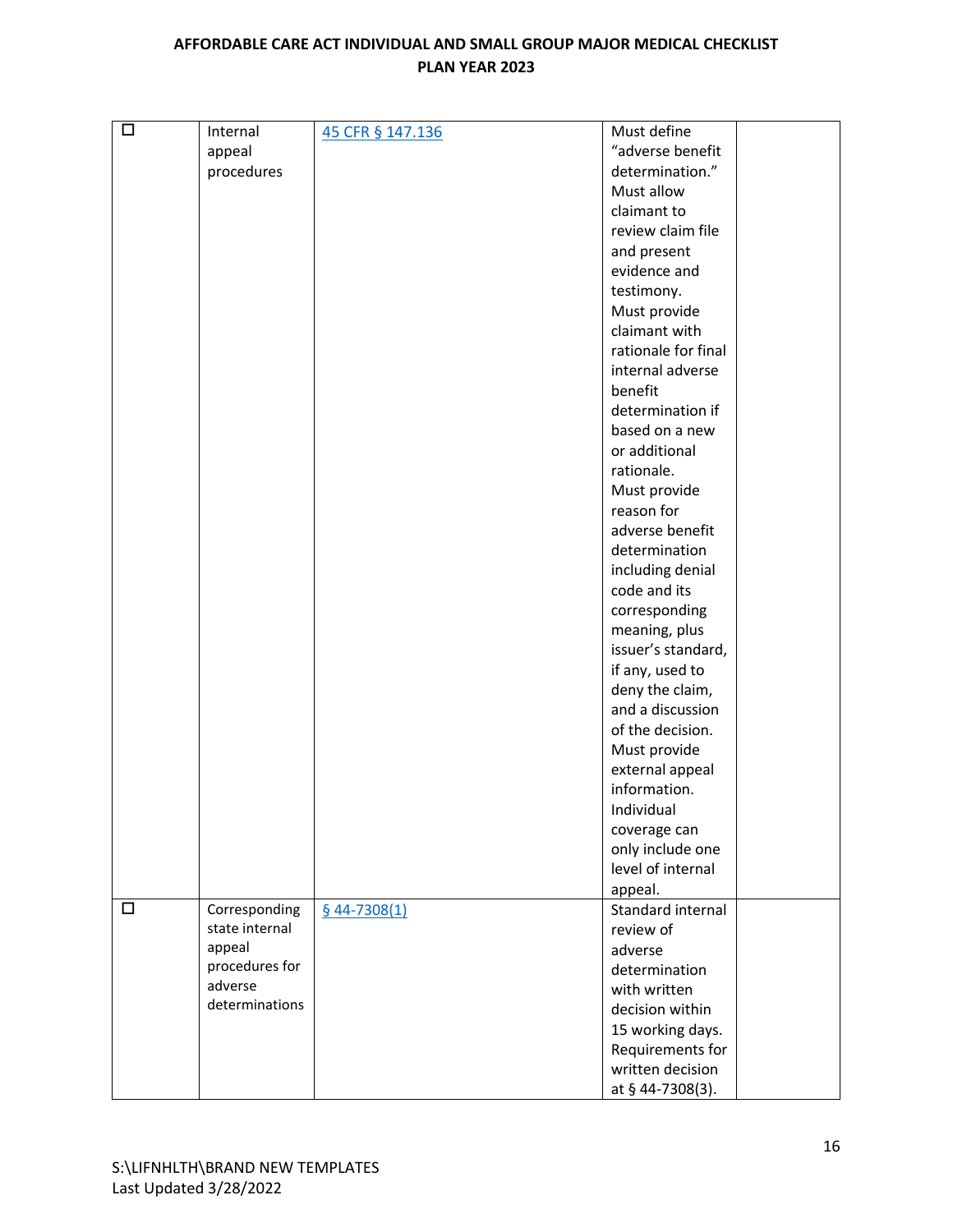| ☐ | Internal appeal procedures | [45 CFR § 147.136]() | Must define "adverse benefit determination." Must allow claimant to review claim file and present evidence and testimony. Must provide claimant with rationale for final internal adverse benefit determination if based on a new or additional rationale. Must provide reason for adverse benefit determination including denial code and its corresponding meaning, plus issuer's standard, if any, used to deny the claim, and a discussion of the decision. Must provide external appeal information. Individual coverage can only include one level of internal appeal. | |
|---|---|---|---|---|
| ☐ | Corresponding state internal appeal procedures for adverse determinations | [§ 44-7308(1)]() | Standard internal review of adverse determination with written decision within 15 working days. Requirements for written decision at § 44-7308(3). | |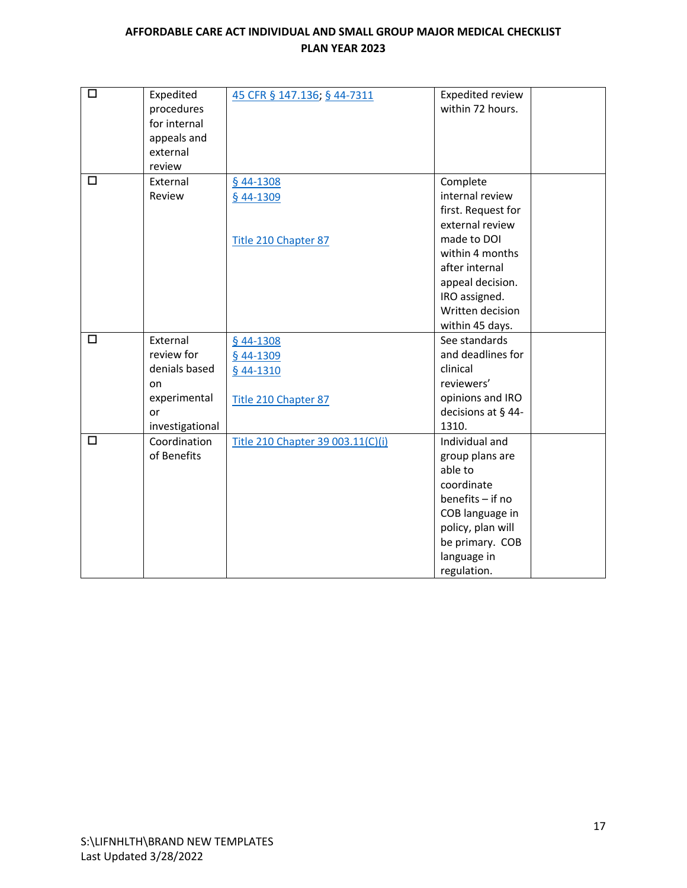| ☐ | Expedited procedures for internal appeals and external review | 45 CFR § 147.136; § 44-7311 | Expedited review within 72 hours. | |
|---|---|---|---|---|
| ☐ | External Review | § 44-1308<br>§ 44-1309<br><br>Title 210 Chapter 87 | Complete internal review first. Request for external review made to DOI within 4 months after internal appeal decision. IRO assigned. Written decision within 45 days. | |
| ☐ | External review for denials based on experimental or investigational | § 44-1308<br>§ 44-1309<br>§ 44-1310<br><br>Title 210 Chapter 87 | See standards and deadlines for clinical reviewers' opinions and IRO decisions at § 44-1310. | |
| ☐ | Coordination of Benefits | Title 210 Chapter 39 003.11(C)(i) | Individual and group plans are able to coordinate benefits – if no COB language in policy, plan will be primary. COB language in regulation. | |

S:\LIFNHLTH\BRAND NEW TEMPLATES
Last Updated 3/28/2022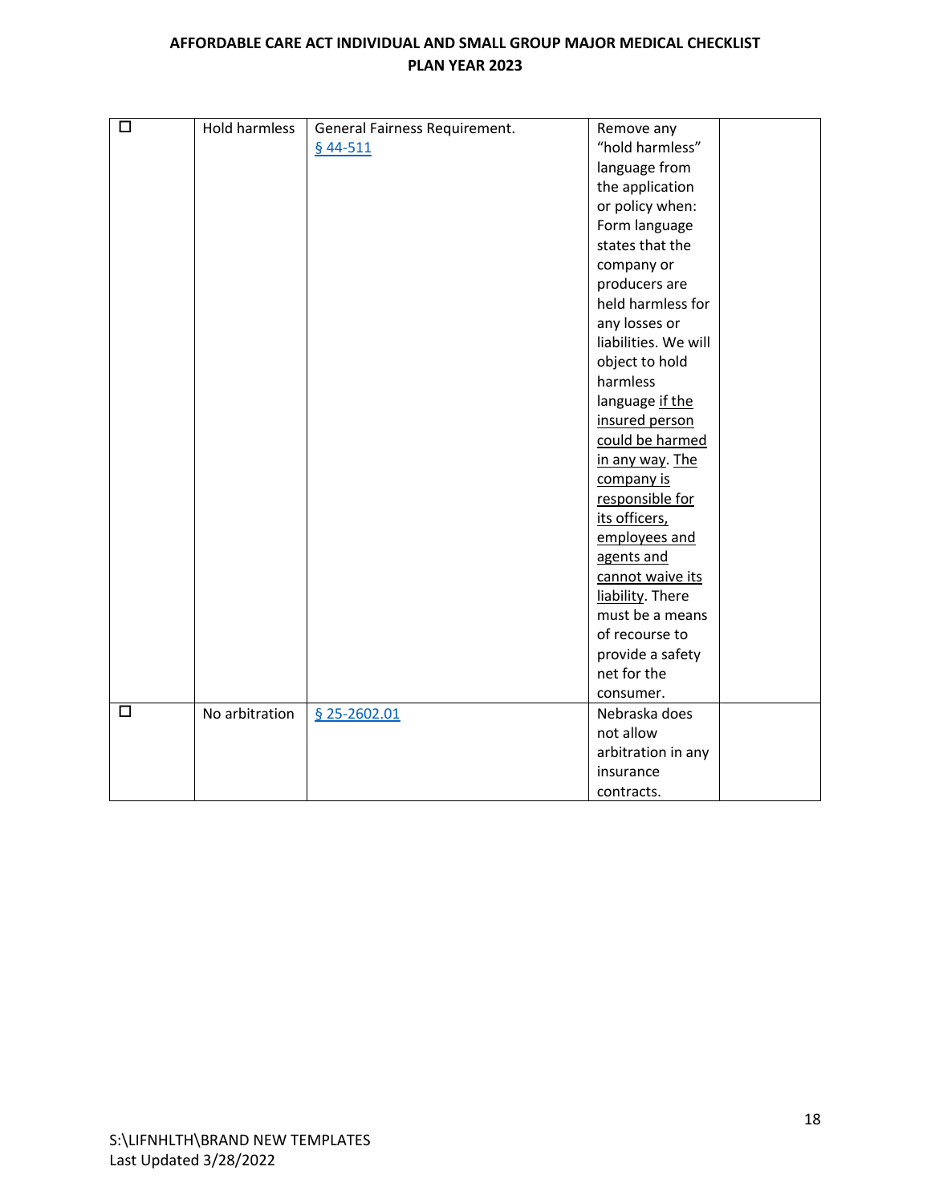| ☐ | Hold harmless | General Fairness Requirement. [§ 44-511](#) | Remove any "hold harmless" language from the application or policy when: Form language states that the company or producers are held harmless for any losses or liabilities. We will object to hold harmless language <u>if the insured person could be harmed in any way</u>. <u>The company is responsible for its officers, employees and agents and cannot waive its liability</u>. There must be a means of recourse to provide a safety net for the consumer. | |
|---|---|---|---|---|
| ☐ | No arbitration | [§ 25-2602.01](#) | Nebraska does not allow arbitration in any insurance contracts. | |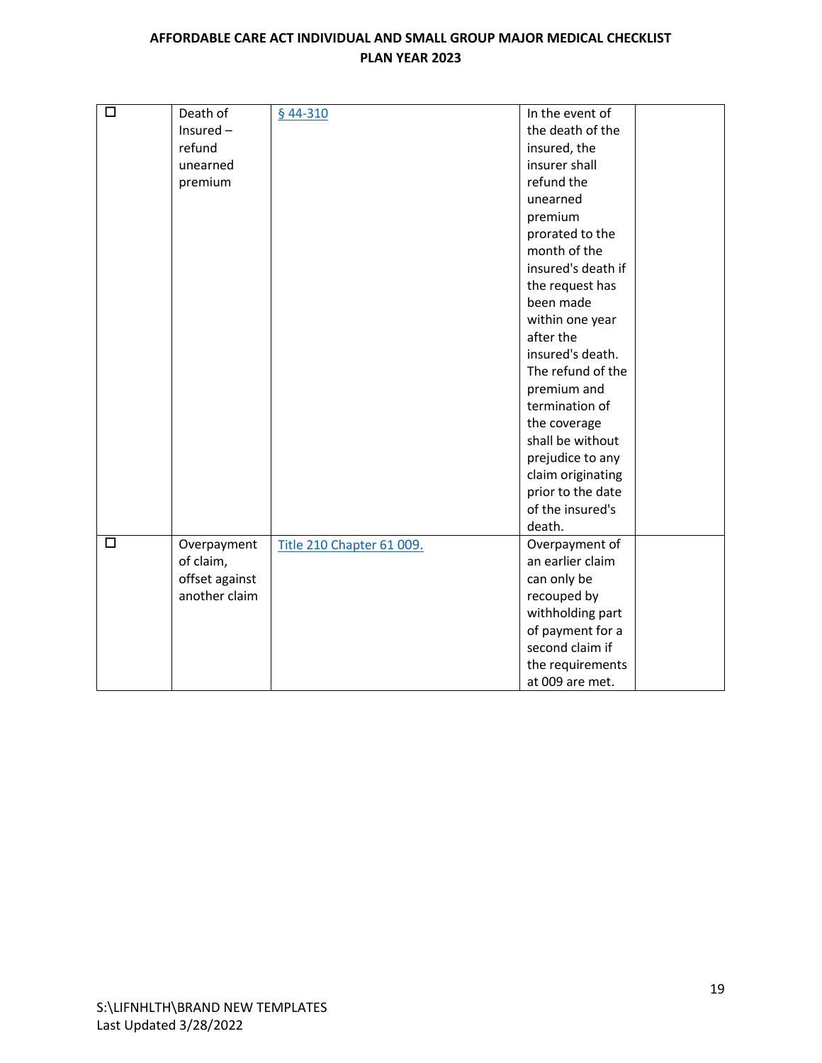| ☐ | Death of Insured – refund unearned premium | [§ 44-310]() | In the event of the death of the insured, the insurer shall refund the unearned premium prorated to the month of the insured's death if the request has been made within one year after the insured's death. The refund of the premium and termination of the coverage shall be without prejudice to any claim originating prior to the date of the insured's death. | |
|---|---|---|---|---|
| ☐ | Overpayment of claim, offset against another claim | [Title 210 Chapter 61 009.]() | Overpayment of an earlier claim can only be recouped by withholding part of payment for a second claim if the requirements at 009 are met. | |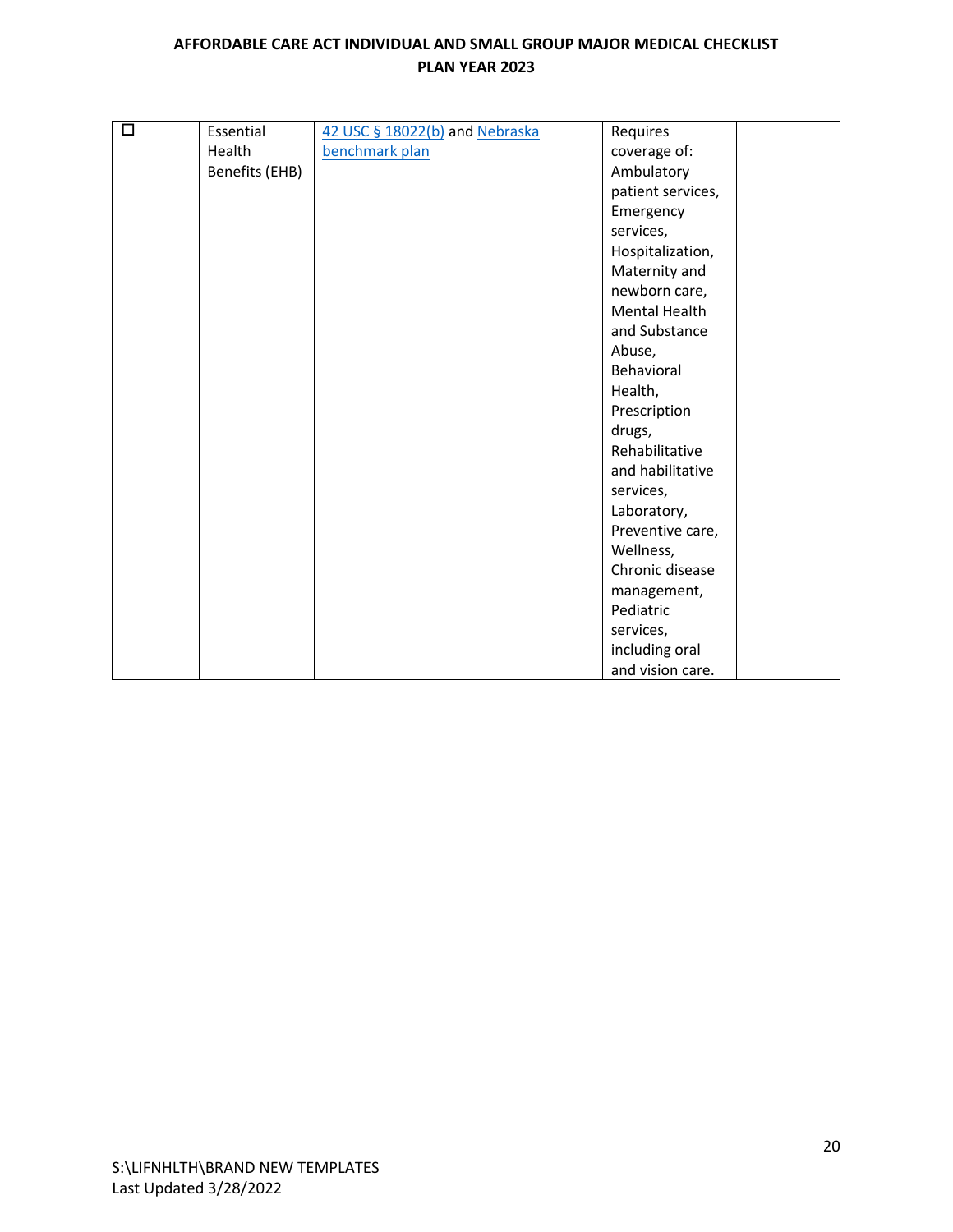| | | | | |
|---|---|---|---|---|
| ☐ | Essential Health Benefits (EHB) | [42 USC § 18022(b)]() and [Nebraska benchmark plan]() | Requires coverage of: Ambulatory patient services, Emergency services, Hospitalization, Maternity and newborn care, Mental Health and Substance Abuse, Behavioral Health, Prescription drugs, Rehabilitative and habilitative services, Laboratory, Preventive care, Wellness, Chronic disease management, Pediatric services, including oral and vision care. | |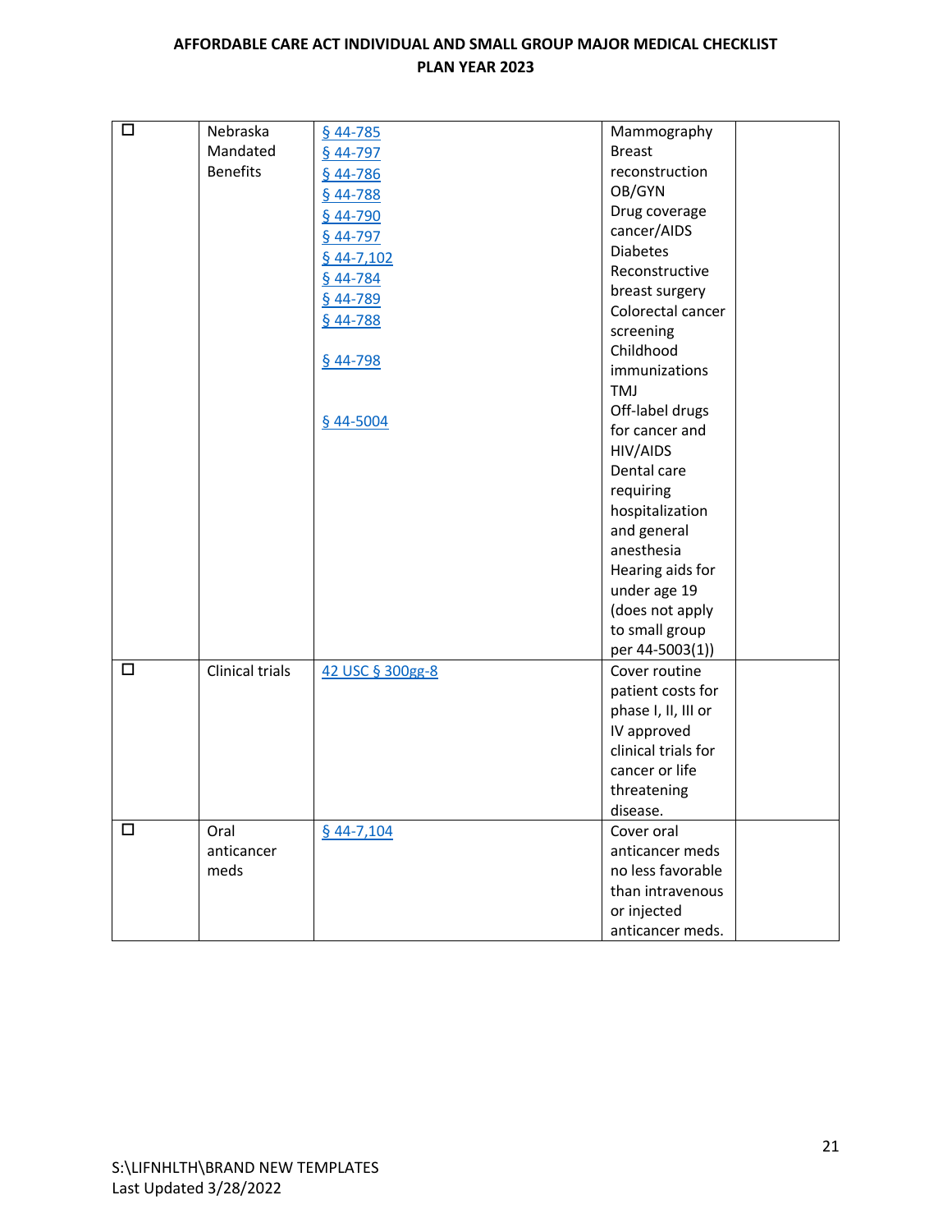| ☐ | Nebraska Mandated Benefits | § 44-785<br>§ 44-797<br>§ 44-786<br>§ 44-788<br>§ 44-790<br>§ 44-797<br>§ 44-7,102<br>§ 44-784<br>§ 44-789<br>§ 44-788<br><br>§ 44-798<br><br><br>§ 44-5004 | Mammography<br>Breast reconstruction<br>OB/GYN<br>Drug coverage cancer/AIDS<br>Diabetes<br>Reconstructive breast surgery<br>Colorectal cancer screening<br>Childhood immunizations<br>TMJ<br>Off-label drugs for cancer and HIV/AIDS<br>Dental care requiring hospitalization and general anesthesia<br>Hearing aids for under age 19 (does not apply to small group per 44-5003(1)) | |
|---|---|---|---|---|
| ☐ | Clinical trials | 42 USC § 300gg-8 | Cover routine patient costs for phase I, II, III or IV approved clinical trials for cancer or life threatening disease. | |
| ☐ | Oral anticancer meds | § 44-7,104 | Cover oral anticancer meds no less favorable than intravenous or injected anticancer meds. | |

S:\LIFNHLTH\BRAND NEW TEMPLATES
Last Updated 3/28/2022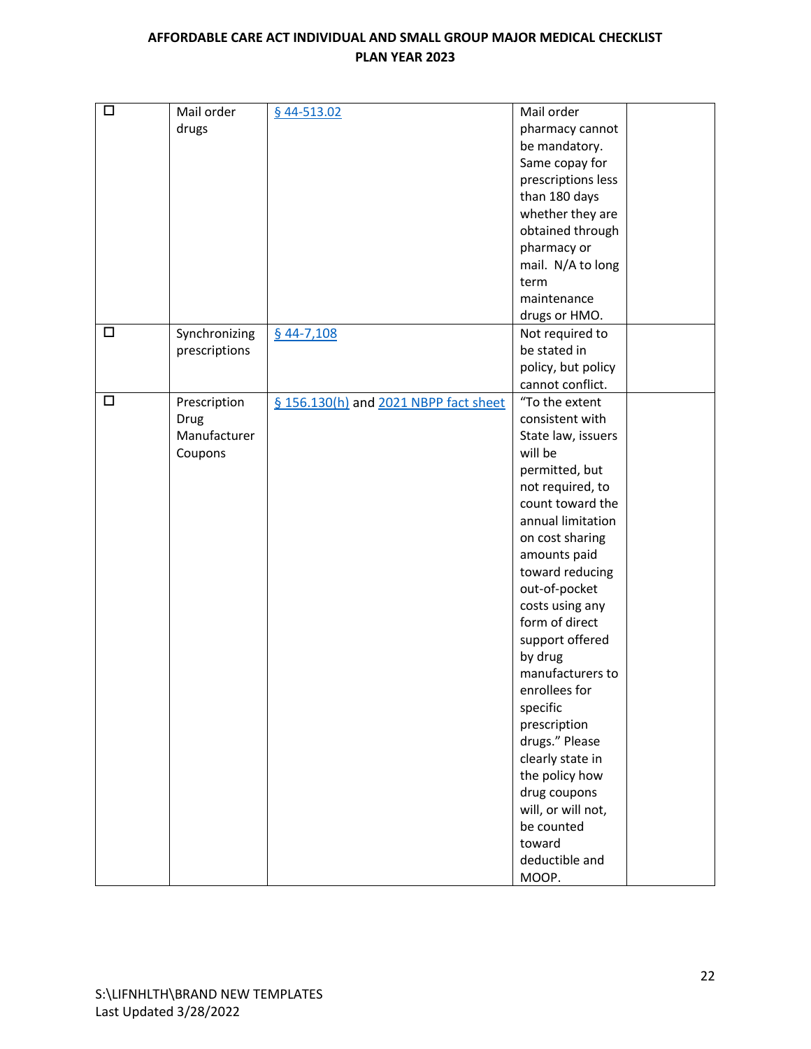| ☐ | Mail order drugs | § 44-513.02 | Mail order pharmacy cannot be mandatory. Same copay for prescriptions less than 180 days whether they are obtained through pharmacy or mail. N/A to long term maintenance drugs or HMO. | |
|---|---|---|---|---|
| ☐ | Synchronizing prescriptions | § 44-7,108 | Not required to be stated in policy, but policy cannot conflict. | |
| ☐ | Prescription Drug Manufacturer Coupons | § 156.130(h) and 2021 NBPP fact sheet | "To the extent consistent with State law, issuers will be permitted, but not required, to count toward the annual limitation on cost sharing amounts paid toward reducing out-of-pocket costs using any form of direct support offered by drug manufacturers to enrollees for specific prescription drugs." Please clearly state in the policy how drug coupons will, or will not, be counted toward deductible and MOOP. | |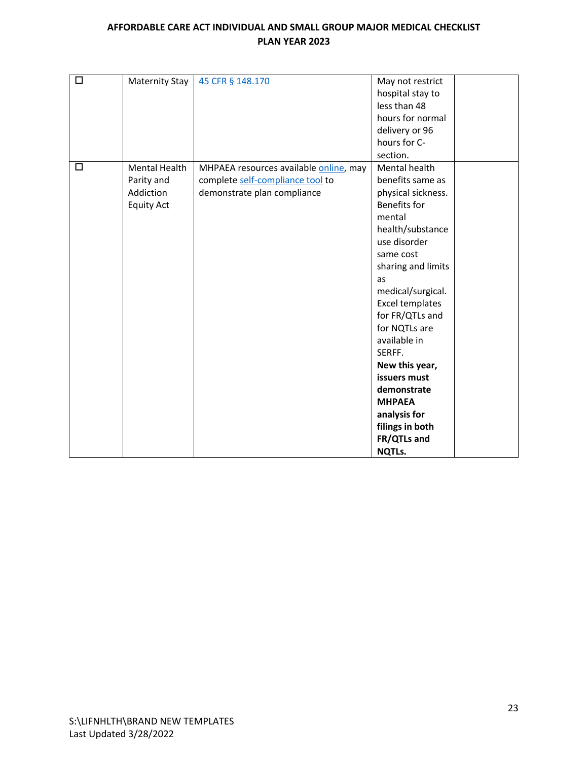| ☐ | Maternity Stay | 45 CFR § 148.170 | May not restrict hospital stay to less than 48 hours for normal delivery or 96 hours for C-section. | |
|---|---|---|---|---|
| ☐ | Mental Health Parity and Addiction Equity Act | MHPAEA resources available online, may complete self-compliance tool to demonstrate plan compliance | Mental health benefits same as physical sickness. Benefits for mental health/substance use disorder same cost sharing and limits as medical/surgical. Excel templates for FR/QTLs and for NQTLs are available in SERFF. **New this year, issuers must demonstrate MHPAEA analysis for filings in both FR/QTLs and NQTLs.** | |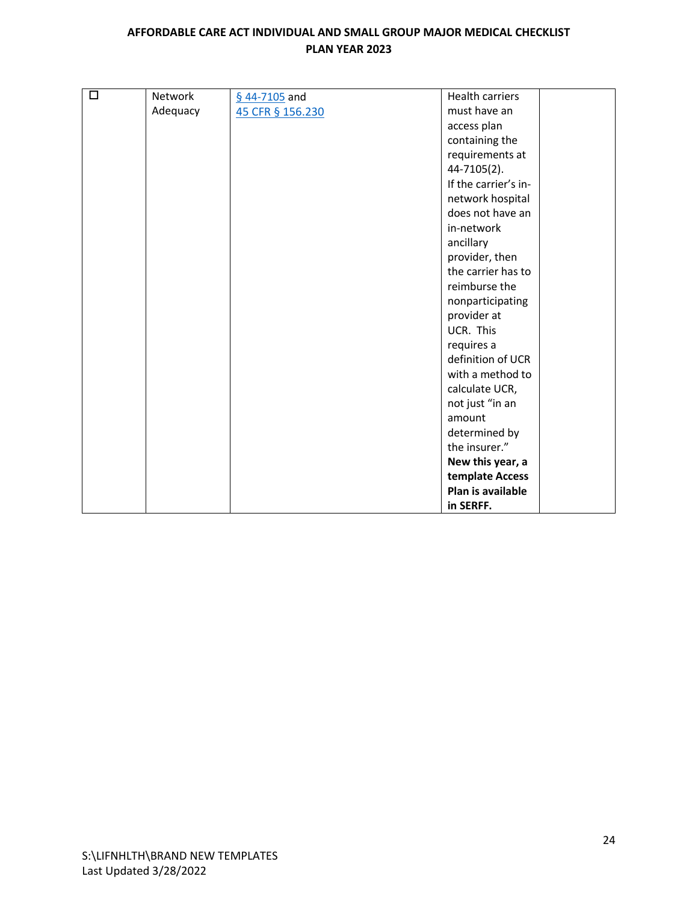| ☐ | Network Adequacy | [§ 44-7105]() and [45 CFR § 156.230]() | Health carriers must have an access plan containing the requirements at 44-7105(2). If the carrier's in-network hospital does not have an in-network ancillary provider, then the carrier has to reimburse the nonparticipating provider at UCR. This requires a definition of UCR with a method to calculate UCR, not just "in an amount determined by the insurer." **New this year, a template Access Plan is available in SERFF.** | |
|---|---|---|---|---|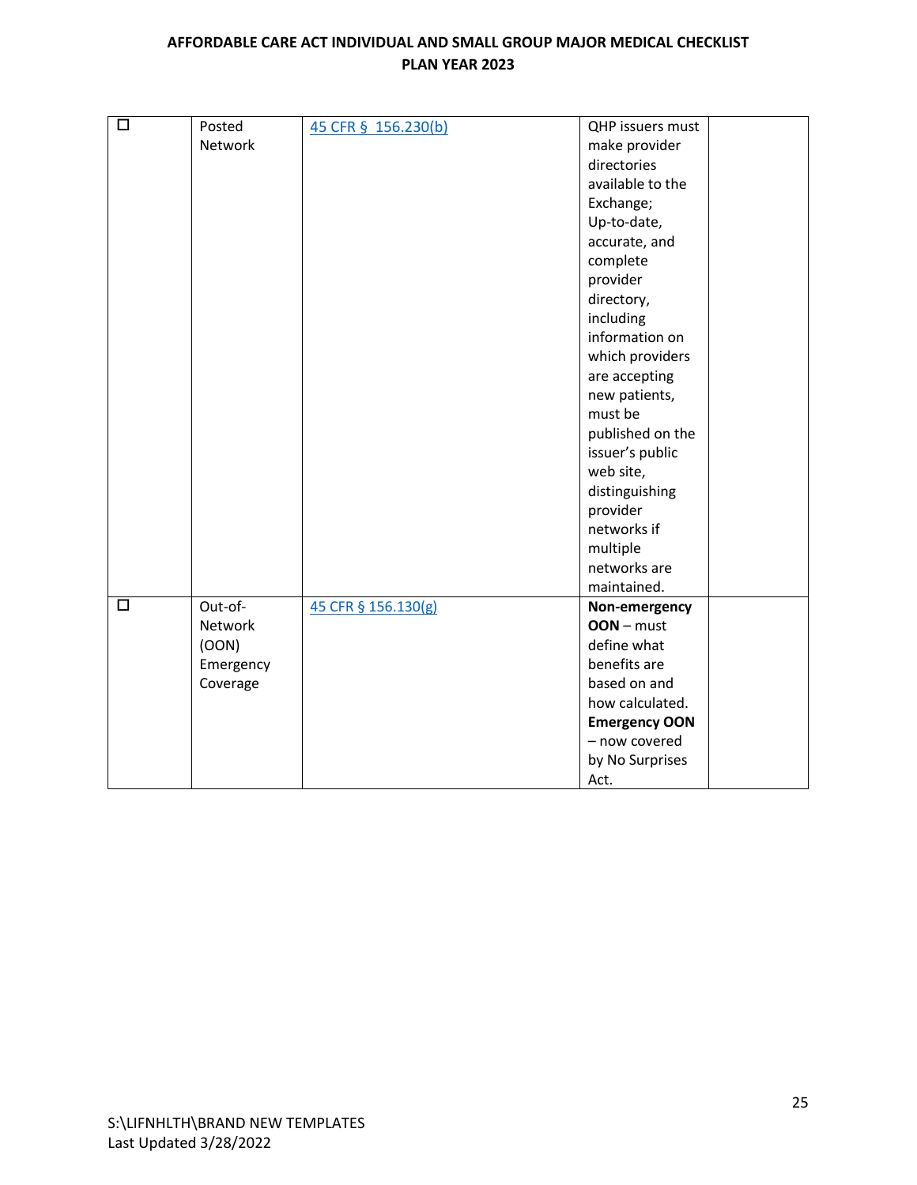| | | | | |
|---|---|---|---|---|
| ☐ | Posted Network | 45 CFR § 156.230(b) | QHP issuers must make provider directories available to the Exchange; Up-to-date, accurate, and complete provider directory, including information on which providers are accepting new patients, must be published on the issuer's public web site, distinguishing provider networks if multiple networks are maintained. | |
| ☐ | Out-of-Network (OON) Emergency Coverage | 45 CFR § 156.130(g) | **Non-emergency OON** – must define what benefits are based on and how calculated. **Emergency OON** – now covered by No Surprises Act. | |

S:\LIFNHLTH\BRAND NEW TEMPLATES
Last Updated 3/28/2022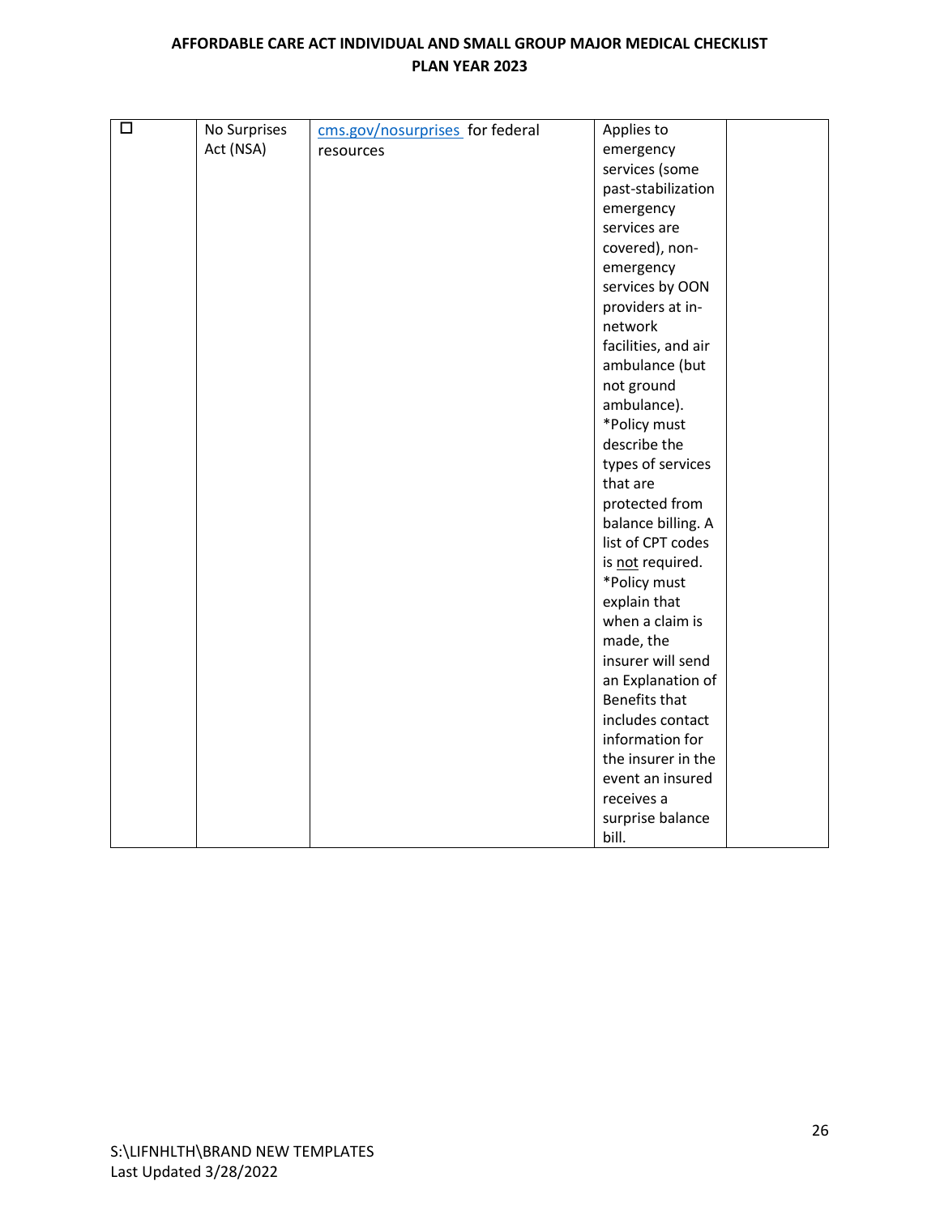| ☐ | No Surprises Act (NSA) | [cms.gov/nosurprises](cms.gov/nosurprises) for federal resources | Applies to emergency services (some past-stabilization emergency services are covered), non-emergency services by OON providers at in-network facilities, and air ambulance (but not ground ambulance). *Policy must describe the types of services that are protected from balance billing. A list of CPT codes is not required. *Policy must explain that when a claim is made, the insurer will send an Explanation of Benefits that includes contact information for the insurer in the event an insured receives a surprise balance bill. | |
|---|---|---|---|---|

S:\LIFNHLTH\BRAND NEW TEMPLATES
Last Updated 3/28/2022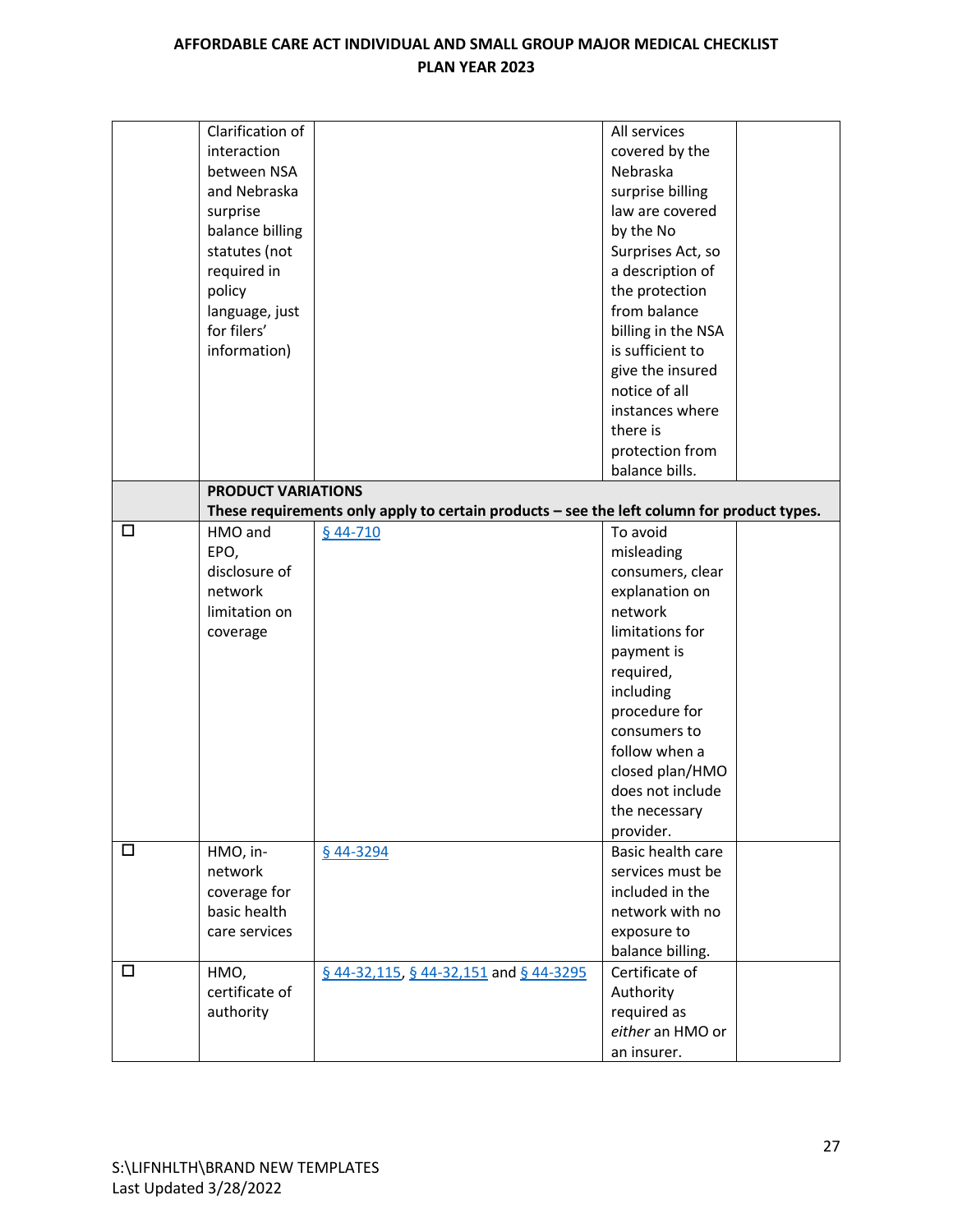## AFFORDABLE CARE ACT INDIVIDUAL AND SMALL GROUP MAJOR MEDICAL CHECKLIST PLAN YEAR 2023

| | | | | |
|---|---|---|---|---|
| | Clarification of interaction between NSA and Nebraska surprise balance billing statutes (not required in policy language, just for filers' information) | | All services covered by the Nebraska surprise billing law are covered by the No Surprises Act, so a description of the protection from balance billing in the NSA is sufficient to give the insured notice of all instances where there is protection from balance bills. | |
| | **PRODUCT VARIATIONS** **These requirements only apply to certain products – see the left column for product types.** | | | |
| ☐ | HMO and EPO, disclosure of network limitation on coverage | § 44-710 | To avoid misleading consumers, clear explanation on network limitations for payment is required, including procedure for consumers to follow when a closed plan/HMO does not include the necessary provider. | |
| ☐ | HMO, in-network coverage for basic health care services | § 44-3294 | Basic health care services must be included in the network with no exposure to balance billing. | |
| ☐ | HMO, certificate of authority | § 44-32,115, § 44-32,151 and § 44-3295 | Certificate of Authority required as *either* an HMO or an insurer. | |

S:\LIFNHLTH\BRAND NEW TEMPLATES
Last Updated 3/28/2022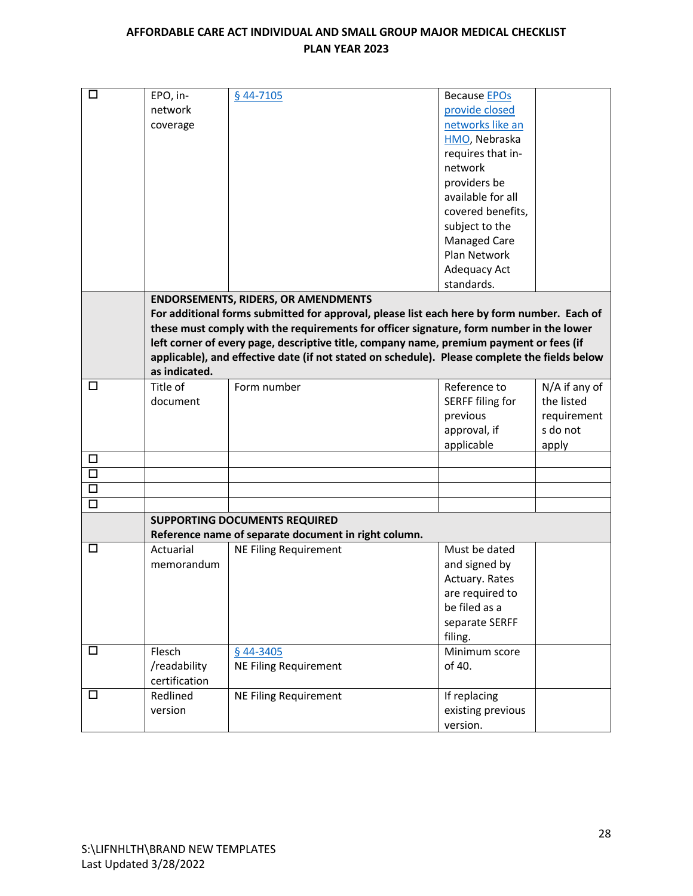| ☐ | EPO, in-network coverage | § 44-7105 | Because EPOs provide closed networks like an HMO, Nebraska requires that in-network providers be available for all covered benefits, subject to the Managed Care Plan Network Adequacy Act standards. | |
|---|---|---|---|---|
| | **ENDORSEMENTS, RIDERS, OR AMENDMENTS**<br>**For additional forms submitted for approval, please list each here by form number. Each of these must comply with the requirements for officer signature, form number in the lower left corner of every page, descriptive title, company name, premium payment or fees (if applicable), and effective date (if not stated on schedule). Please complete the fields below as indicated.** | | | |
| ☐ | Title of document | Form number | Reference to SERFF filing for previous approval, if applicable | N/A if any of the listed requirements do not apply |
| ☐ | | | | |
| ☐ | | | | |
| ☐ | | | | |
| ☐ | | | | |
| | **SUPPORTING DOCUMENTS REQUIRED**<br>**Reference name of separate document in right column.** | | | |
| ☐ | Actuarial memorandum | NE Filing Requirement | Must be dated and signed by Actuary. Rates are required to be filed as a separate SERFF filing. | |
| ☐ | Flesch /readability certification | § 44-3405<br>NE Filing Requirement | Minimum score of 40. | |
| ☐ | Redlined version | NE Filing Requirement | If replacing existing previous version. | |

S:\LIFNHLTH\BRAND NEW TEMPLATES
Last Updated 3/28/2022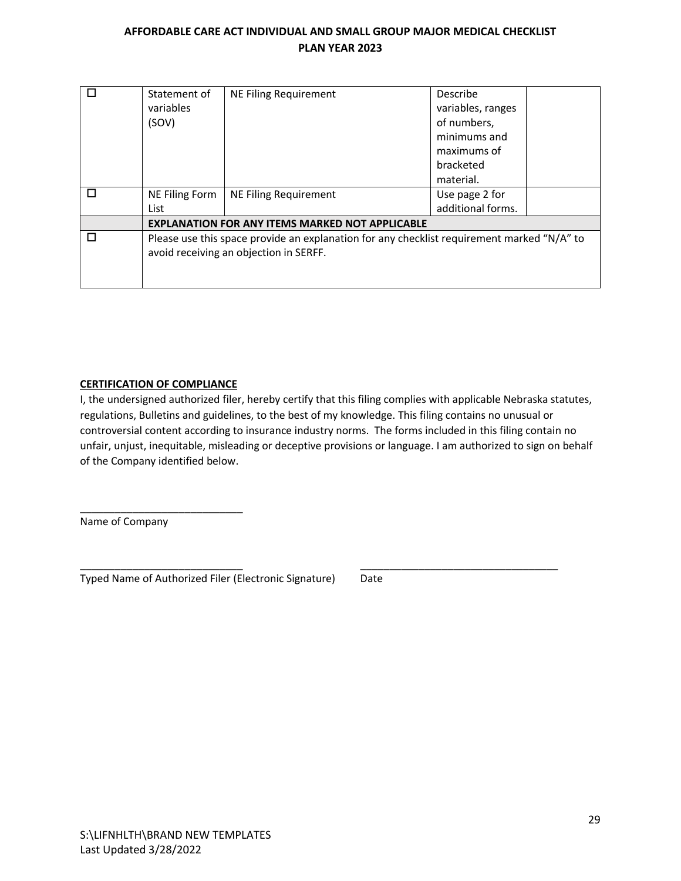| | | | | |
|---|---|---|---|---|
| ☐ | Statement of variables (SOV) | NE Filing Requirement | Describe variables, ranges of numbers, minimums and maximums of bracketed material. | |
| ☐ | NE Filing Form List | NE Filing Requirement | Use page 2 for additional forms. | |
| | **EXPLANATION FOR ANY ITEMS MARKED NOT APPLICABLE** | | | |
| ☐ | Please use this space provide an explanation for any checklist requirement marked "N/A" to avoid receiving an objection in SERFF. | | | |

**CERTIFICATION OF COMPLIANCE**

I, the undersigned authorized filer, hereby certify that this filing complies with applicable Nebraska statutes, regulations, Bulletins and guidelines, to the best of my knowledge. This filing contains no unusual or controversial content according to insurance industry norms. The forms included in this filing contain no unfair, unjust, inequitable, misleading or deceptive provisions or language. I am authorized to sign on behalf of the Company identified below.

_____________________________
Name of Company

_____________________________ ___________________________________
Typed Name of Authorized Filer (Electronic Signature) Date

S:\LIFNHLTH\BRAND NEW TEMPLATES
Last Updated 3/28/2022